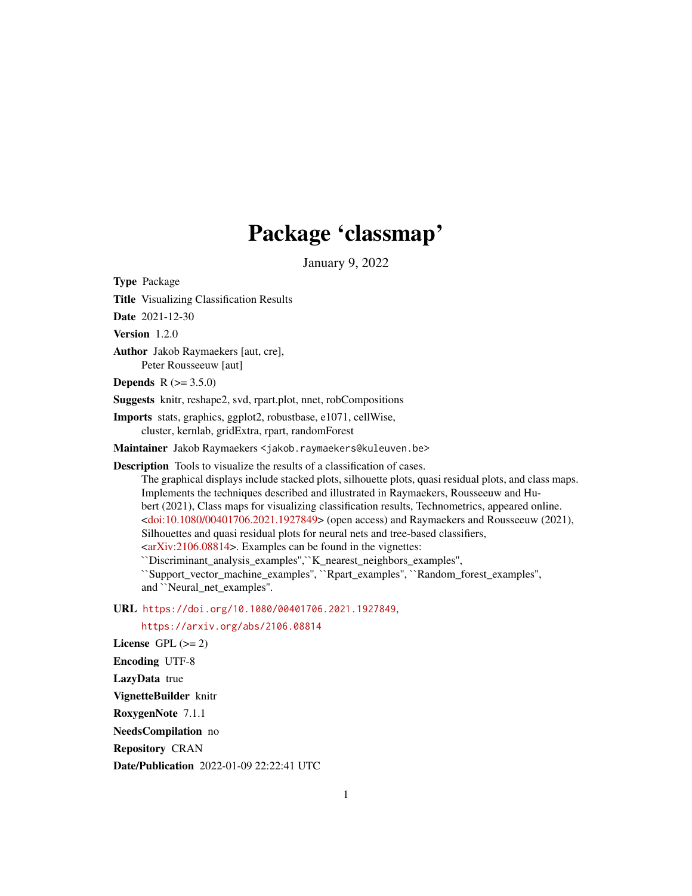# Package 'classmap'

January 9, 2022

**Type** Package

**Title** Visualizing Classification Results

**Date** 2021-12-30

**Version** 1.2.0

**Author** Jakob Raymaekers [aut, cre],
Peter Rousseeuw [aut]

**Depends** R (>= 3.5.0)

**Suggests** knitr, reshape2, svd, rpart.plot, nnet, robCompositions

**Imports** stats, graphics, ggplot2, robustbase, e1071, cellWise, cluster, kernlab, gridExtra, rpart, randomForest

**Maintainer** Jakob Raymaekers <jakob.raymaekers@kuleuven.be>

**Description** Tools to visualize the results of a classification of cases.
The graphical displays include stacked plots, silhouette plots, quasi residual plots, and class maps.
Implements the techniques described and illustrated in Raymaekers, Rousseeuw and Hubert (2021), Class maps for visualizing classification results, Technometrics, appeared online.
<doi:10.1080/00401706.2021.1927849> (open access) and Raymaekers and Rousseeuw (2021),
Silhouettes and quasi residual plots for neural nets and tree-based classifiers,
<arXiv:2106.08814>. Examples can be found in the vignettes:
``Discriminant_analysis_examples'',``K_nearest_neighbors_examples'',
``Support_vector_machine_examples'', ``Rpart_examples'', ``Random_forest_examples'',
and ``Neural_net_examples''.

**URL** https://doi.org/10.1080/00401706.2021.1927849,
https://arxiv.org/abs/2106.08814

**License** GPL (>= 2)

**Encoding** UTF-8

**LazyData** true

**VignetteBuilder** knitr

**RoxygenNote** 7.1.1

**NeedsCompilation** no

**Repository** CRAN

**Date/Publication** 2022-01-09 22:22:41 UTC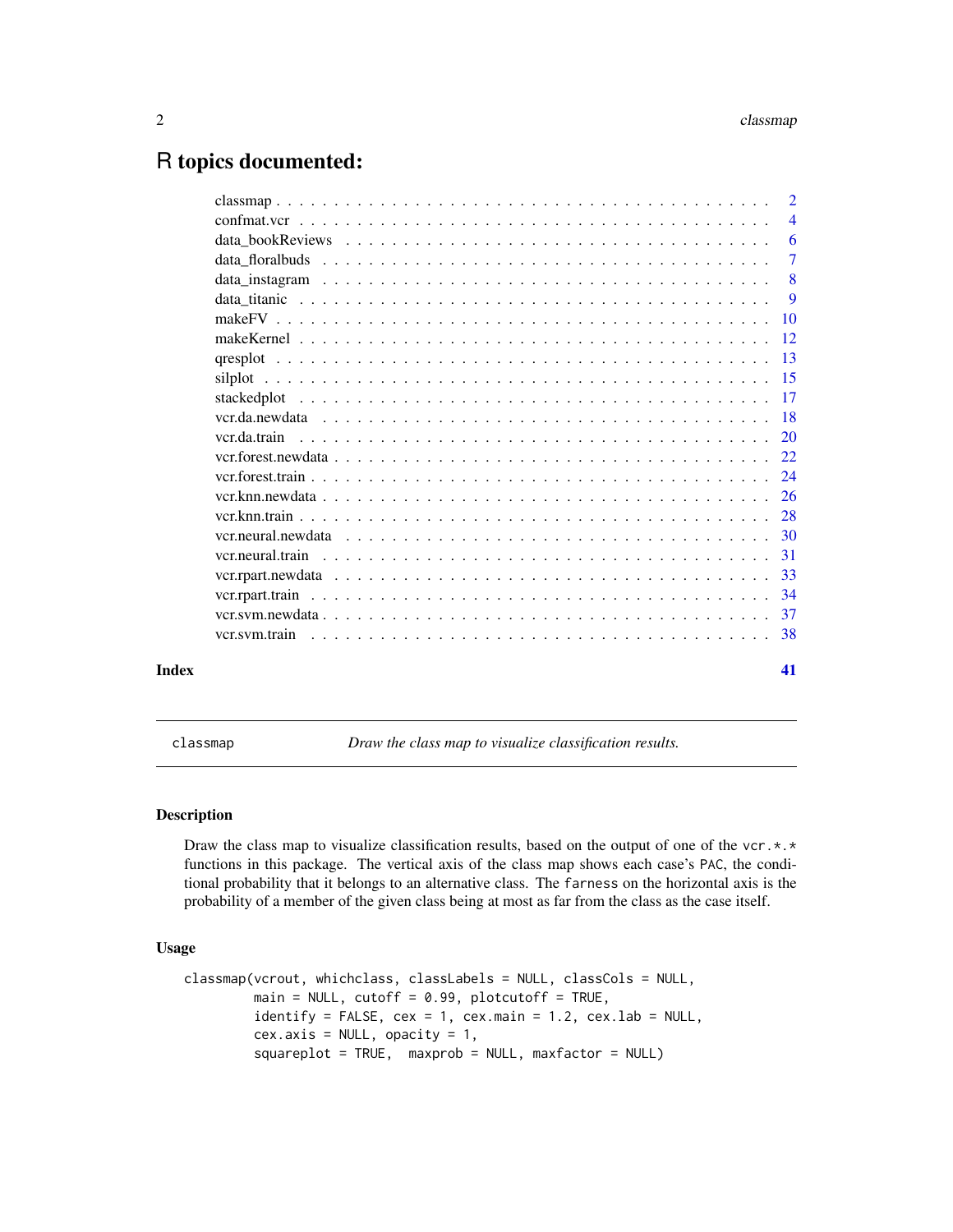# R topics documented:

| | |
|---|---|
| classmap | 2 |
| confmat.vcr | 4 |
| data_bookReviews | 6 |
| data_floralbuds | 7 |
| data_instagram | 8 |
| data_titanic | 9 |
| makeFV | 10 |
| makeKernel | 12 |
| qresplot | 13 |
| silplot | 15 |
| stackedplot | 17 |
| vcr.da.newdata | 18 |
| vcr.da.train | 20 |
| vcr.forest.newdata | 22 |
| vcr.forest.train | 24 |
| vcr.knn.newdata | 26 |
| vcr.knn.train | 28 |
| vcr.neural.newdata | 30 |
| vcr.neural.train | 31 |
| vcr.rpart.newdata | 33 |
| vcr.rpart.train | 34 |
| vcr.svm.newdata | 37 |
| vcr.svm.train | 38 |

**Index** 41

---

classmap — *Draw the class map to visualize classification results.*

---

## Description

Draw the class map to visualize classification results, based on the output of one of the vcr.*.* functions in this package. The vertical axis of the class map shows each case's PAC, the conditional probability that it belongs to an alternative class. The farness on the horizontal axis is the probability of a member of the given class being at most as far from the class as the case itself.

## Usage

```
classmap(vcrout, whichclass, classLabels = NULL, classCols = NULL,
         main = NULL, cutoff = 0.99, plotcutoff = TRUE,
         identify = FALSE, cex = 1, cex.main = 1.2, cex.lab = NULL,
         cex.axis = NULL, opacity = 1,
         squareplot = TRUE,  maxprob = NULL, maxfactor = NULL)
```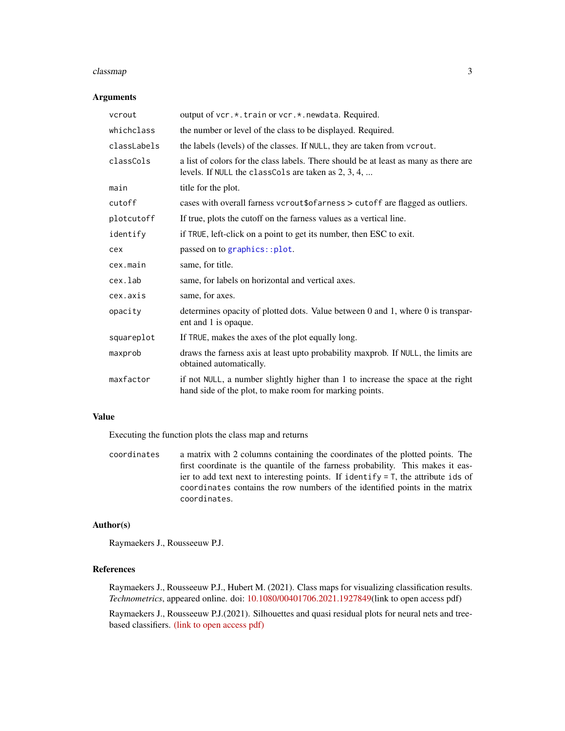## Arguments

| | |
|---|---|
| `vcrout` | output of `vcr.*.train` or `vcr.*.newdata`. Required. |
| `whichclass` | the number or level of the class to be displayed. Required. |
| `classLabels` | the labels (levels) of the classes. If `NULL`, they are taken from `vcrout`. |
| `classCols` | a list of colors for the class labels. There should be at least as many as there are levels. If `NULL` the `classCols` are taken as 2, 3, 4, ... |
| `main` | title for the plot. |
| `cutoff` | cases with overall farness `vcrout$ofarness` > `cutoff` are flagged as outliers. |
| `plotcutoff` | If true, plots the cutoff on the farness values as a vertical line. |
| `identify` | if `TRUE`, left-click on a point to get its number, then ESC to exit. |
| `cex` | passed on to `graphics::plot`. |
| `cex.main` | same, for title. |
| `cex.lab` | same, for labels on horizontal and vertical axes. |
| `cex.axis` | same, for axes. |
| `opacity` | determines opacity of plotted dots. Value between 0 and 1, where 0 is transparent and 1 is opaque. |
| `squareplot` | If `TRUE`, makes the axes of the plot equally long. |
| `maxprob` | draws the farness axis at least upto probability maxprob. If `NULL`, the limits are obtained automatically. |
| `maxfactor` | if not `NULL`, a number slightly higher than 1 to increase the space at the right hand side of the plot, to make room for marking points. |

## Value

Executing the function plots the class map and returns

| | |
|---|---|
| `coordinates` | a matrix with 2 columns containing the coordinates of the plotted points. The first coordinate is the quantile of the farness probability. This makes it easier to add text next to interesting points. If `identify = T`, the attribute `ids` of `coordinates` contains the row numbers of the identified points in the matrix `coordinates`. |

## Author(s)

Raymaekers J., Rousseeuw P.J.

## References

Raymaekers J., Rousseeuw P.J., Hubert M. (2021). Class maps for visualizing classification results. *Technometrics*, appeared online. doi: 10.1080/00401706.2021.1927849(link to open access pdf)

Raymaekers J., Rousseeuw P.J.(2021). Silhouettes and quasi residual plots for neural nets and tree-based classifiers. (link to open access pdf)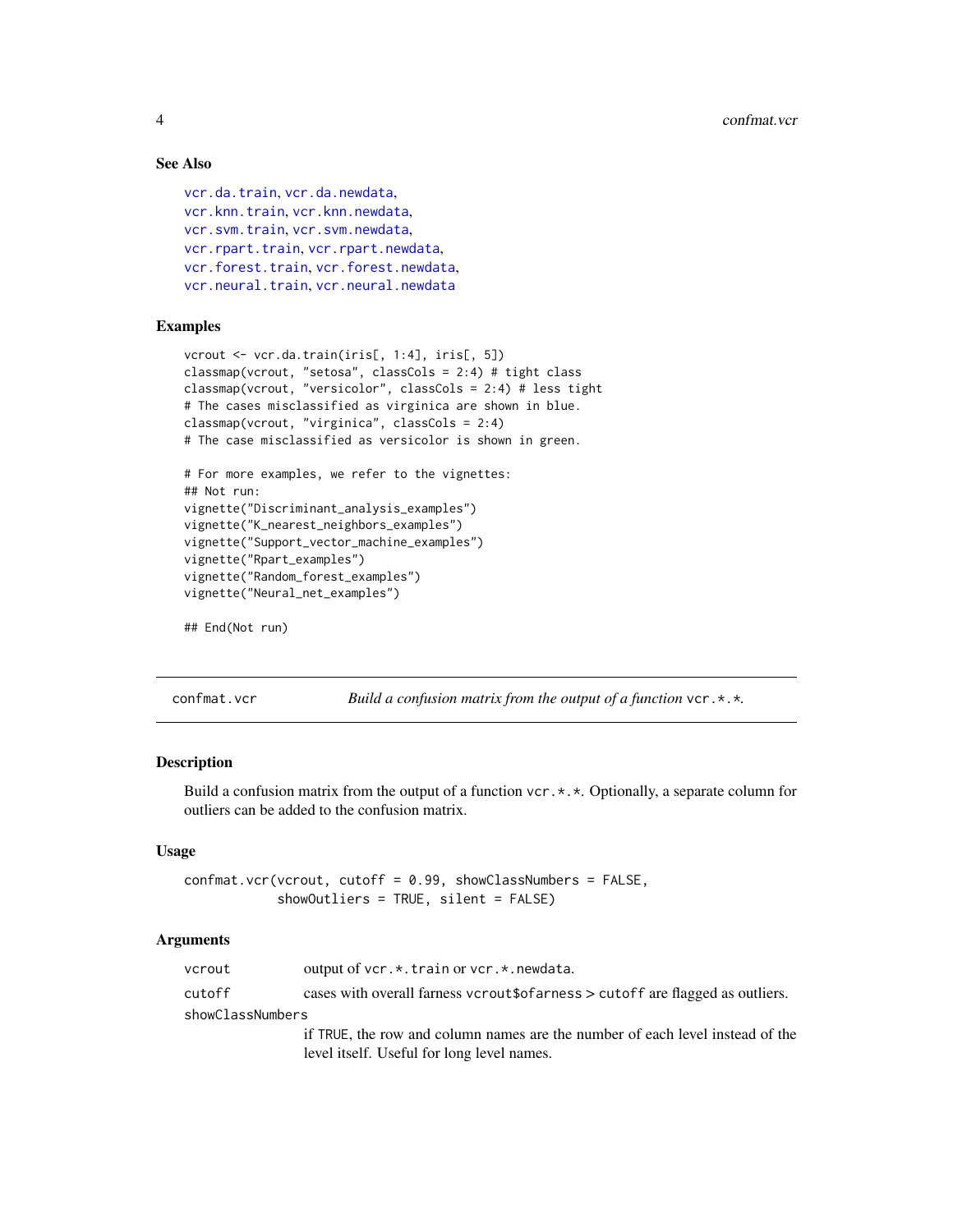### See Also

vcr.da.train, vcr.da.newdata,
vcr.knn.train, vcr.knn.newdata,
vcr.svm.train, vcr.svm.newdata,
vcr.rpart.train, vcr.rpart.newdata,
vcr.forest.train, vcr.forest.newdata,
vcr.neural.train, vcr.neural.newdata

### Examples

```
vcrout <- vcr.da.train(iris[, 1:4], iris[, 5])
classmap(vcrout, "setosa", classCols = 2:4) # tight class
classmap(vcrout, "versicolor", classCols = 2:4) # less tight
# The cases misclassified as virginica are shown in blue.
classmap(vcrout, "virginica", classCols = 2:4)
# The case misclassified as versicolor is shown in green.

# For more examples, we refer to the vignettes:
## Not run:
vignette("Discriminant_analysis_examples")
vignette("K_nearest_neighbors_examples")
vignette("Support_vector_machine_examples")
vignette("Rpart_examples")
vignette("Random_forest_examples")
vignette("Neural_net_examples")

## End(Not run)
```

---

## confmat.vcr — *Build a confusion matrix from the output of a function* vcr.\*.\*.

### Description

Build a confusion matrix from the output of a function vcr.*.*. Optionally, a separate column for outliers can be added to the confusion matrix.

### Usage

```
confmat.vcr(vcrout, cutoff = 0.99, showClassNumbers = FALSE,
            showOutliers = TRUE, silent = FALSE)
```

### Arguments

| | |
|---|---|
| vcrout | output of vcr.*.train or vcr.*.newdata. |
| cutoff | cases with overall farness vcrout$ofarness > cutoff are flagged as outliers. |
| showClassNumbers | if TRUE, the row and column names are the number of each level instead of the level itself. Useful for long level names. |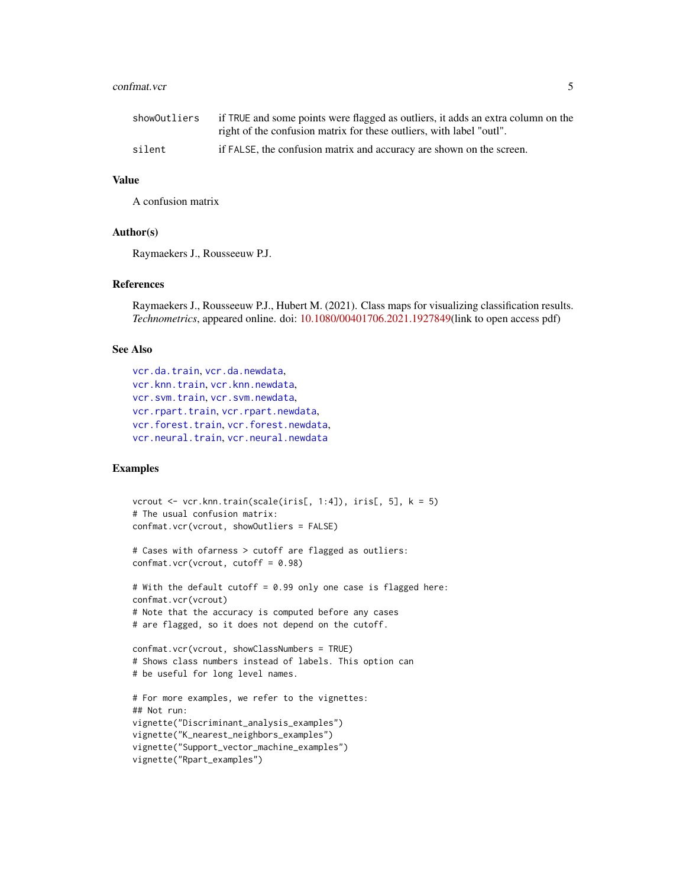| | |
|---|---|
| showOutliers | if TRUE and some points were flagged as outliers, it adds an extra column on the right of the confusion matrix for these outliers, with label "outl". |
| silent | if FALSE, the confusion matrix and accuracy are shown on the screen. |

## Value

A confusion matrix

## Author(s)

Raymaekers J., Rousseeuw P.J.

## References

Raymaekers J., Rousseeuw P.J., Hubert M. (2021). Class maps for visualizing classification results. *Technometrics*, appeared online. doi: 10.1080/00401706.2021.1927849(link to open access pdf)

## See Also

vcr.da.train, vcr.da.newdata,
vcr.knn.train, vcr.knn.newdata,
vcr.svm.train, vcr.svm.newdata,
vcr.rpart.train, vcr.rpart.newdata,
vcr.forest.train, vcr.forest.newdata,
vcr.neural.train, vcr.neural.newdata

## Examples

```
vcrout <- vcr.knn.train(scale(iris[, 1:4]), iris[, 5], k = 5)
# The usual confusion matrix:
confmat.vcr(vcrout, showOutliers = FALSE)

# Cases with ofarness > cutoff are flagged as outliers:
confmat.vcr(vcrout, cutoff = 0.98)

# With the default cutoff = 0.99 only one case is flagged here:
confmat.vcr(vcrout)
# Note that the accuracy is computed before any cases
# are flagged, so it does not depend on the cutoff.

confmat.vcr(vcrout, showClassNumbers = TRUE)
# Shows class numbers instead of labels. This option can
# be useful for long level names.

# For more examples, we refer to the vignettes:
## Not run:
vignette("Discriminant_analysis_examples")
vignette("K_nearest_neighbors_examples")
vignette("Support_vector_machine_examples")
vignette("Rpart_examples")
```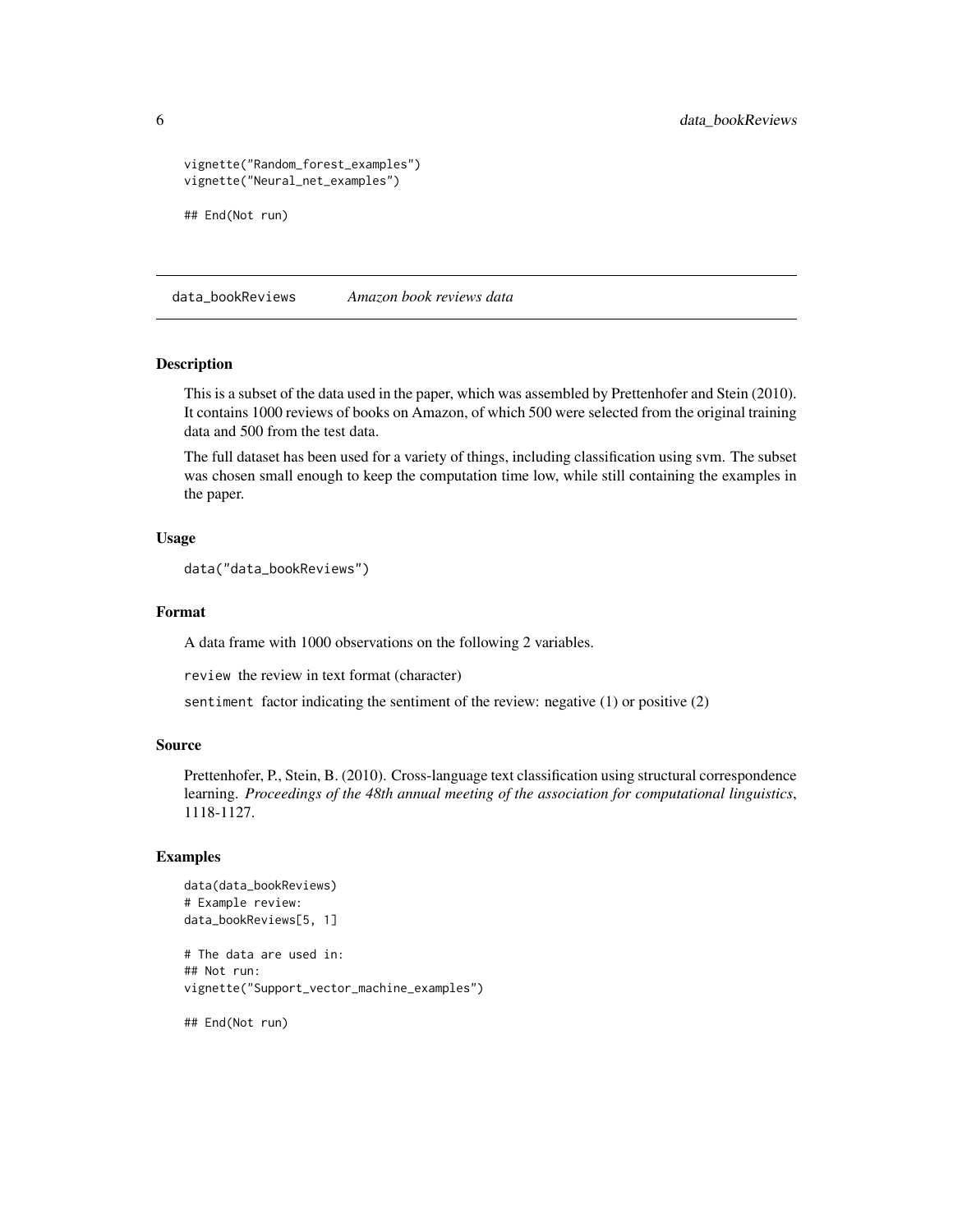```
vignette("Random_forest_examples")
vignette("Neural_net_examples")

## End(Not run)
```

---

## data_bookReviews *Amazon book reviews data*

### Description

This is a subset of the data used in the paper, which was assembled by Prettenhofer and Stein (2010). It contains 1000 reviews of books on Amazon, of which 500 were selected from the original training data and 500 from the test data.

The full dataset has been used for a variety of things, including classification using svm. The subset was chosen small enough to keep the computation time low, while still containing the examples in the paper.

### Usage

```
data("data_bookReviews")
```

### Format

A data frame with 1000 observations on the following 2 variables.

`review` the review in text format (character)

`sentiment` factor indicating the sentiment of the review: negative (1) or positive (2)

### Source

Prettenhofer, P., Stein, B. (2010). Cross-language text classification using structural correspondence learning. *Proceedings of the 48th annual meeting of the association for computational linguistics*, 1118-1127.

### Examples

```
data(data_bookReviews)
# Example review:
data_bookReviews[5, 1]

# The data are used in:
## Not run:
vignette("Support_vector_machine_examples")

## End(Not run)
```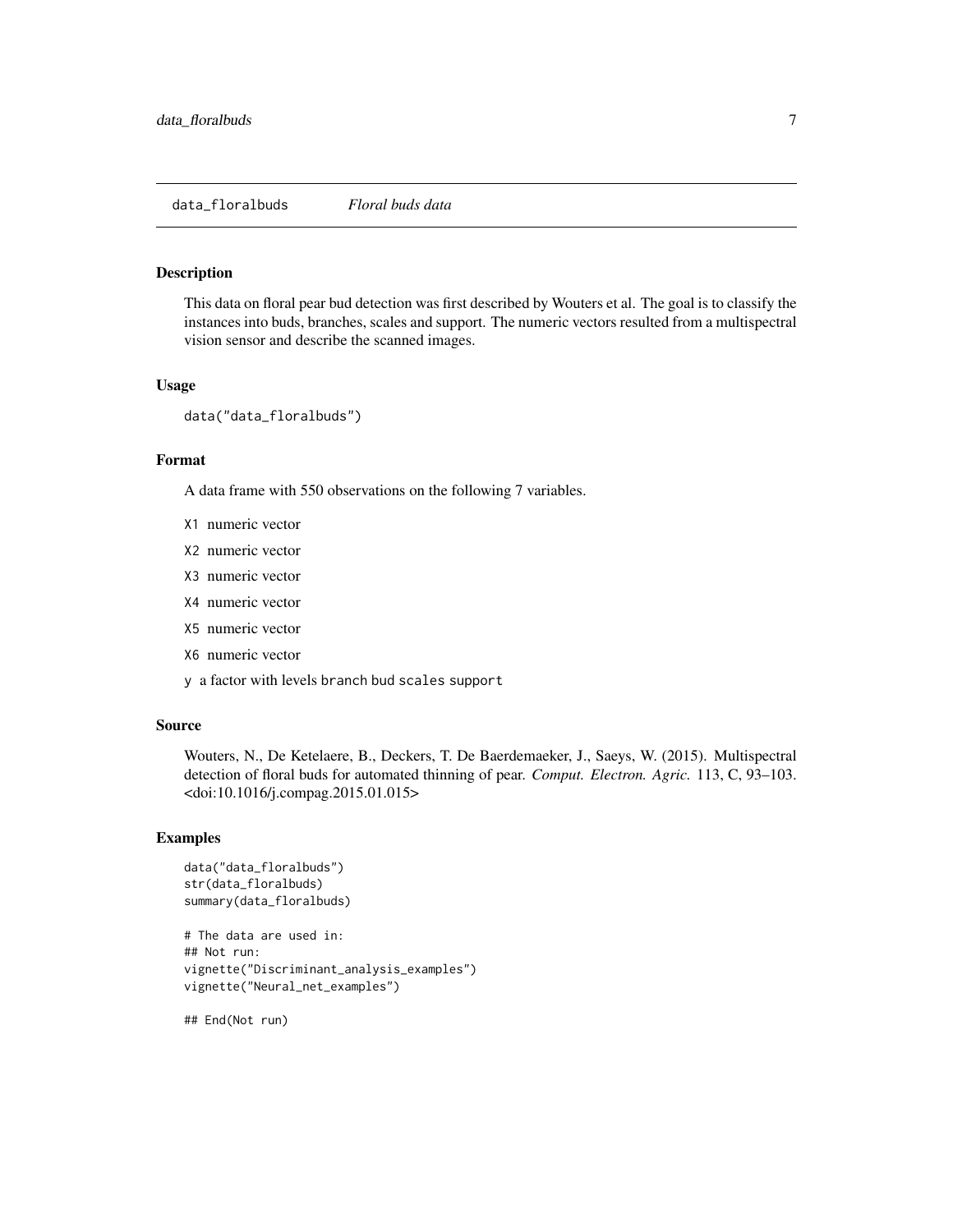## data_floralbuds *Floral buds data*

### Description

This data on floral pear bud detection was first described by Wouters et al. The goal is to classify the instances into buds, branches, scales and support. The numeric vectors resulted from a multispectral vision sensor and describe the scanned images.

### Usage

```
data("data_floralbuds")
```

### Format

A data frame with 550 observations on the following 7 variables.

- `X1` numeric vector
- `X2` numeric vector
- `X3` numeric vector
- `X4` numeric vector
- `X5` numeric vector
- `X6` numeric vector
- `y` a factor with levels `branch` `bud` `scales` `support`

### Source

Wouters, N., De Ketelaere, B., Deckers, T. De Baerdemaeker, J., Saeys, W. (2015). Multispectral detection of floral buds for automated thinning of pear. *Comput. Electron. Agric.* 113, C, 93–103. <doi:10.1016/j.compag.2015.01.015>

### Examples

```
data("data_floralbuds")
str(data_floralbuds)
summary(data_floralbuds)

# The data are used in:
## Not run:
vignette("Discriminant_analysis_examples")
vignette("Neural_net_examples")

## End(Not run)
```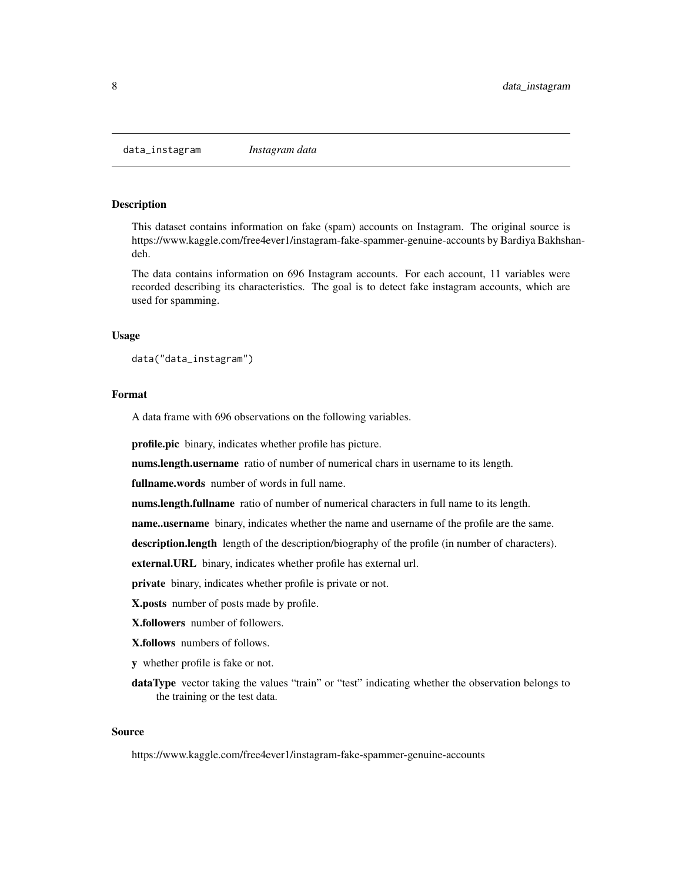## data_instagram *Instagram data*

### Description

This dataset contains information on fake (spam) accounts on Instagram. The original source is https://www.kaggle.com/free4ever1/instagram-fake-spammer-genuine-accounts by Bardiya Bakhshandeh.

The data contains information on 696 Instagram accounts. For each account, 11 variables were recorded describing its characteristics. The goal is to detect fake instagram accounts, which are used for spamming.

### Usage

```
data("data_instagram")
```

### Format

A data frame with 696 observations on the following variables.

**profile.pic** binary, indicates whether profile has picture.

**nums.length.username** ratio of number of numerical chars in username to its length.

**fullname.words** number of words in full name.

**nums.length.fullname** ratio of number of numerical characters in full name to its length.

**name..username** binary, indicates whether the name and username of the profile are the same.

**description.length** length of the description/biography of the profile (in number of characters).

**external.URL** binary, indicates whether profile has external url.

**private** binary, indicates whether profile is private or not.

**X.posts** number of posts made by profile.

**X.followers** number of followers.

**X.follows** numbers of follows.

**y** whether profile is fake or not.

**dataType** vector taking the values "train" or "test" indicating whether the observation belongs to the training or the test data.

### Source

https://www.kaggle.com/free4ever1/instagram-fake-spammer-genuine-accounts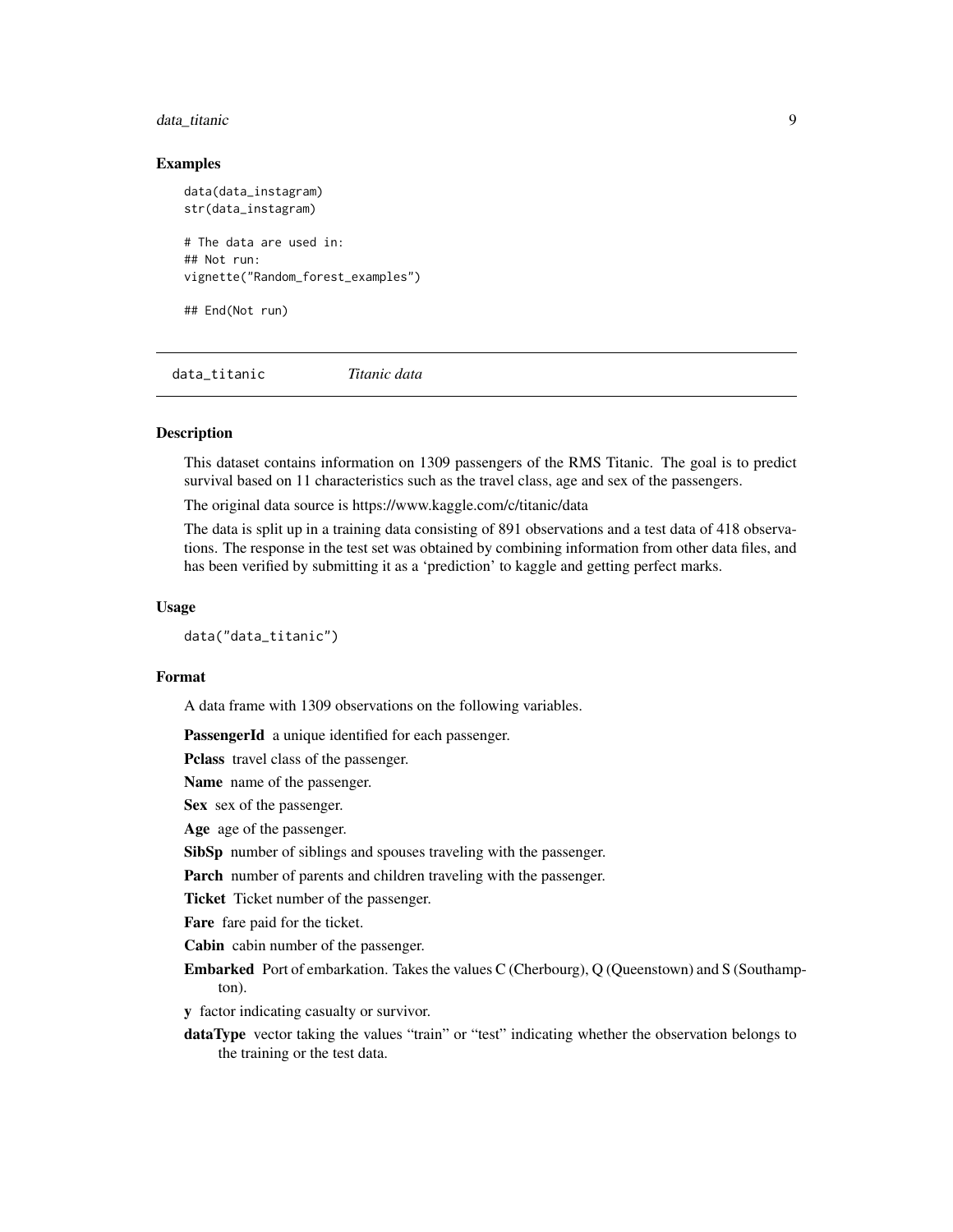### Examples

```
data(data_instagram)
str(data_instagram)

# The data are used in:
## Not run:
vignette("Random_forest_examples")

## End(Not run)
```

## data_titanic *Titanic data*

### Description

This dataset contains information on 1309 passengers of the RMS Titanic. The goal is to predict survival based on 11 characteristics such as the travel class, age and sex of the passengers.

The original data source is https://www.kaggle.com/c/titanic/data

The data is split up in a training data consisting of 891 observations and a test data of 418 observations. The response in the test set was obtained by combining information from other data files, and has been verified by submitting it as a 'prediction' to kaggle and getting perfect marks.

### Usage

```
data("data_titanic")
```

### Format

A data frame with 1309 observations on the following variables.

**PassengerId** a unique identified for each passenger.

**Pclass** travel class of the passenger.

**Name** name of the passenger.

**Sex** sex of the passenger.

**Age** age of the passenger.

**SibSp** number of siblings and spouses traveling with the passenger.

**Parch** number of parents and children traveling with the passenger.

**Ticket** Ticket number of the passenger.

**Fare** fare paid for the ticket.

**Cabin** cabin number of the passenger.

**Embarked** Port of embarkation. Takes the values C (Cherbourg), Q (Queenstown) and S (Southampton).

**y** factor indicating casualty or survivor.

**dataType** vector taking the values "train" or "test" indicating whether the observation belongs to the training or the test data.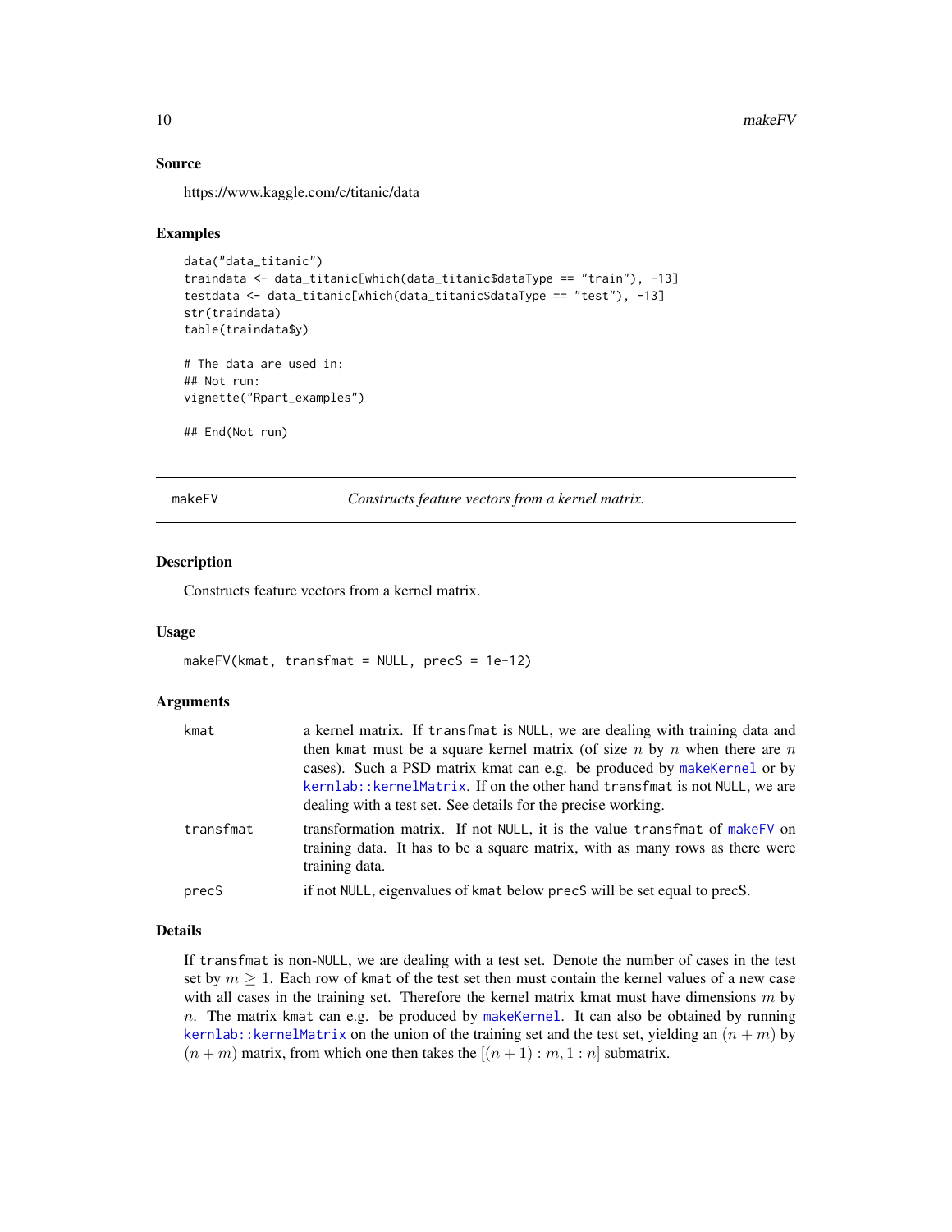### Source

https://www.kaggle.com/c/titanic/data

### Examples

```
data("data_titanic")
traindata <- data_titanic[which(data_titanic$dataType == "train"), -13]
testdata <- data_titanic[which(data_titanic$dataType == "test"), -13]
str(traindata)
table(traindata$y)

# The data are used in:
## Not run:
vignette("Rpart_examples")

## End(Not run)
```

---

## makeFV — *Constructs feature vectors from a kernel matrix.*

### Description

Constructs feature vectors from a kernel matrix.

### Usage

```
makeFV(kmat, transfmat = NULL, precS = 1e-12)
```

### Arguments

| | |
|---|---|
| `kmat` | a kernel matrix. If `transfmat` is `NULL`, we are dealing with training data and then `kmat` must be a square kernel matrix (of size $n$ by $n$ when there are $n$ cases). Such a PSD matrix kmat can e.g. be produced by `makeKernel` or by `kernlab::kernelMatrix`. If on the other hand `transfmat` is not `NULL`, we are dealing with a test set. See details for the precise working. |
| `transfmat` | transformation matrix. If not `NULL`, it is the value `transfmat` of `makeFV` on training data. It has to be a square matrix, with as many rows as there were training data. |
| `precS` | if not `NULL`, eigenvalues of `kmat` below `precS` will be set equal to precS. |

### Details

If `transfmat` is non-`NULL`, we are dealing with a test set. Denote the number of cases in the test set by $m \geq 1$. Each row of `kmat` of the test set then must contain the kernel values of a new case with all cases in the training set. Therefore the kernel matrix kmat must have dimensions $m$ by $n$. The matrix `kmat` can e.g. be produced by `makeKernel`. It can also be obtained by running `kernlab::kernelMatrix` on the union of the training set and the test set, yielding an $(n + m)$ by $(n + m)$ matrix, from which one then takes the $[(n + 1) : m, 1 : n]$ submatrix.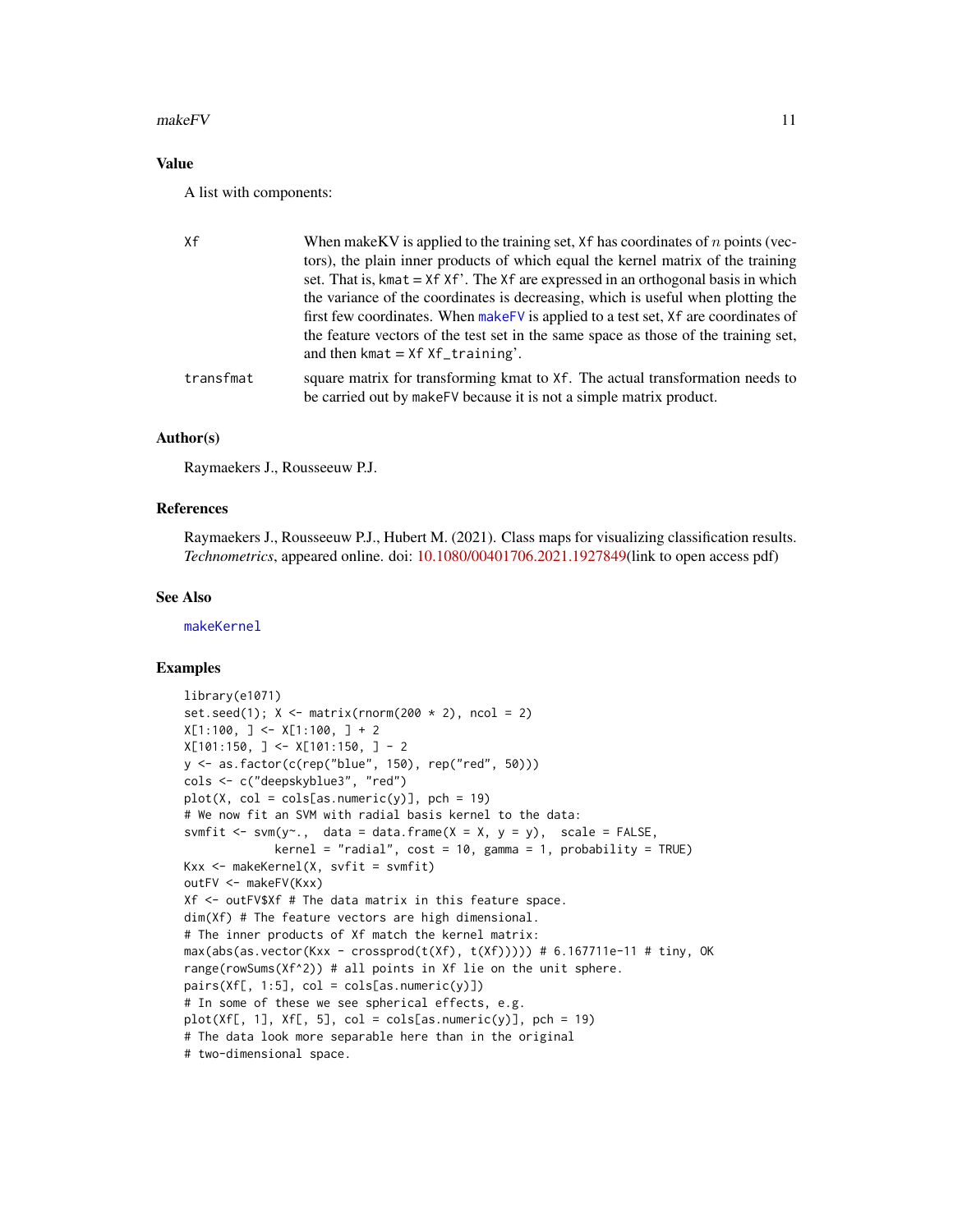## Value

A list with components:

| | |
|---|---|
| Xf | When makeKV is applied to the training set, Xf has coordinates of $n$ points (vectors), the plain inner products of which equal the kernel matrix of the training set. That is, kmat = Xf Xf'. The Xf are expressed in an orthogonal basis in which the variance of the coordinates is decreasing, which is useful when plotting the first few coordinates. When makeFV is applied to a test set, Xf are coordinates of the feature vectors of the test set in the same space as those of the training set, and then kmat = Xf Xf_training'. |
| transfmat | square matrix for transforming kmat to Xf. The actual transformation needs to be carried out by makeFV because it is not a simple matrix product. |

## Author(s)

Raymaekers J., Rousseeuw P.J.

## References

Raymaekers J., Rousseeuw P.J., Hubert M. (2021). Class maps for visualizing classification results. *Technometrics*, appeared online. doi: 10.1080/00401706.2021.1927849(link to open access pdf)

## See Also

makeKernel

## Examples

```
library(e1071)
set.seed(1); X <- matrix(rnorm(200 * 2), ncol = 2)
X[1:100, ] <- X[1:100, ] + 2
X[101:150, ] <- X[101:150, ] - 2
y <- as.factor(c(rep("blue", 150), rep("red", 50)))
cols <- c("deepskyblue3", "red")
plot(X, col = cols[as.numeric(y)], pch = 19)
# We now fit an SVM with radial basis kernel to the data:
svmfit <- svm(y~.,  data = data.frame(X = X, y = y),  scale = FALSE,
             kernel = "radial", cost = 10, gamma = 1, probability = TRUE)
Kxx <- makeKernel(X, svfit = svmfit)
outFV <- makeFV(Kxx)
Xf <- outFV$Xf # The data matrix in this feature space.
dim(Xf) # The feature vectors are high dimensional.
# The inner products of Xf match the kernel matrix:
max(abs(as.vector(Kxx - crossprod(t(Xf), t(Xf))))) # 6.167711e-11 # tiny, OK
range(rowSums(Xf^2)) # all points in Xf lie on the unit sphere.
pairs(Xf[, 1:5], col = cols[as.numeric(y)])
# In some of these we see spherical effects, e.g.
plot(Xf[, 1], Xf[, 5], col = cols[as.numeric(y)], pch = 19)
# The data look more separable here than in the original
# two-dimensional space.
```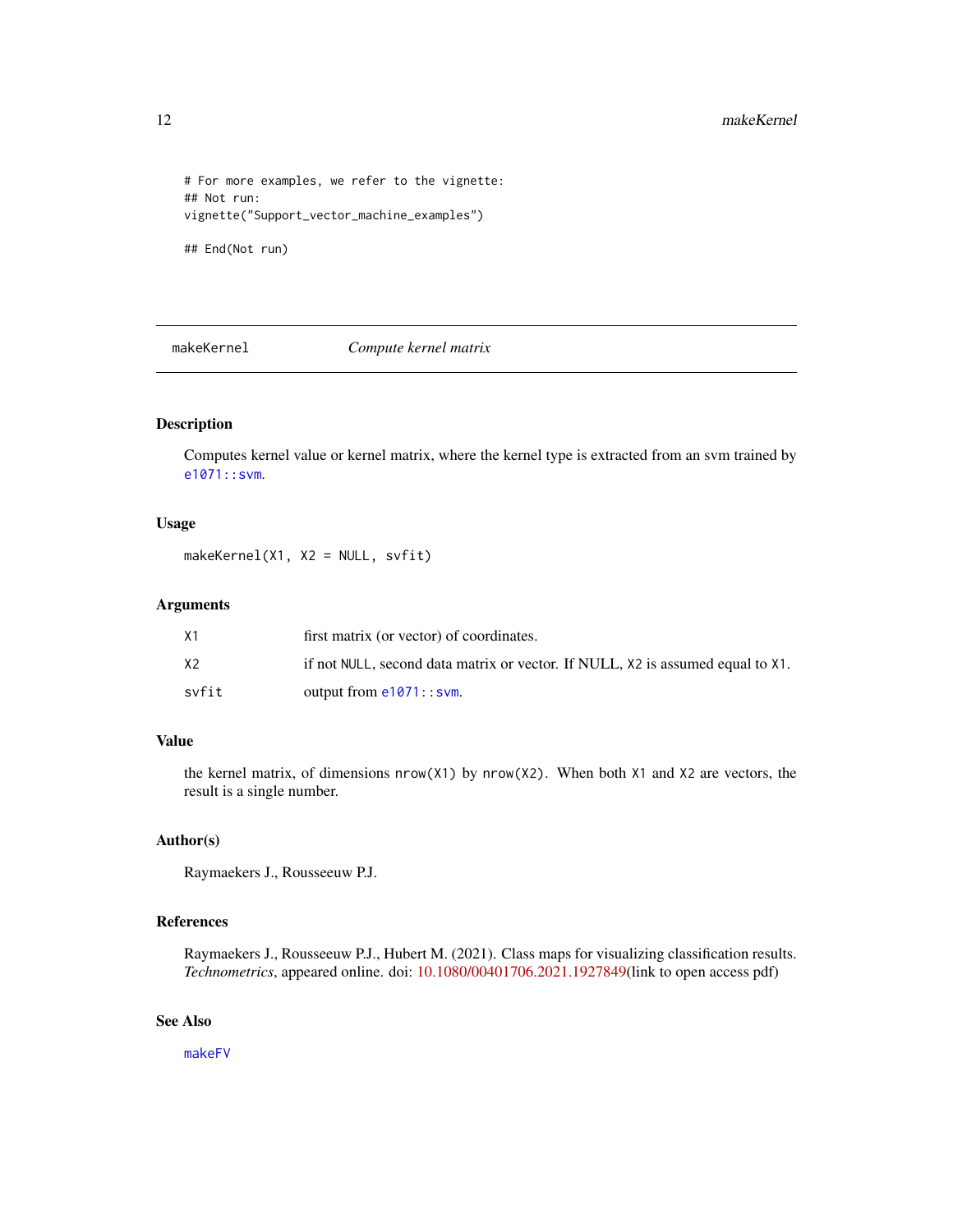```
# For more examples, we refer to the vignette:
## Not run:
vignette("Support_vector_machine_examples")

## End(Not run)
```

## makeKernel — *Compute kernel matrix*

### Description

Computes kernel value or kernel matrix, where the kernel type is extracted from an svm trained by `e1071::svm`.

### Usage

```
makeKernel(X1, X2 = NULL, svfit)
```

### Arguments

| | |
|---|---|
| `X1` | first matrix (or vector) of coordinates. |
| `X2` | if not `NULL`, second data matrix or vector. If NULL, `X2` is assumed equal to `X1`. |
| `svfit` | output from `e1071::svm`. |

### Value

the kernel matrix, of dimensions `nrow(X1)` by `nrow(X2)`. When both `X1` and `X2` are vectors, the result is a single number.

### Author(s)

Raymaekers J., Rousseeuw P.J.

### References

Raymaekers J., Rousseeuw P.J., Hubert M. (2021). Class maps for visualizing classification results. *Technometrics*, appeared online. doi: 10.1080/00401706.2021.1927849(link to open access pdf)

### See Also

`makeFV`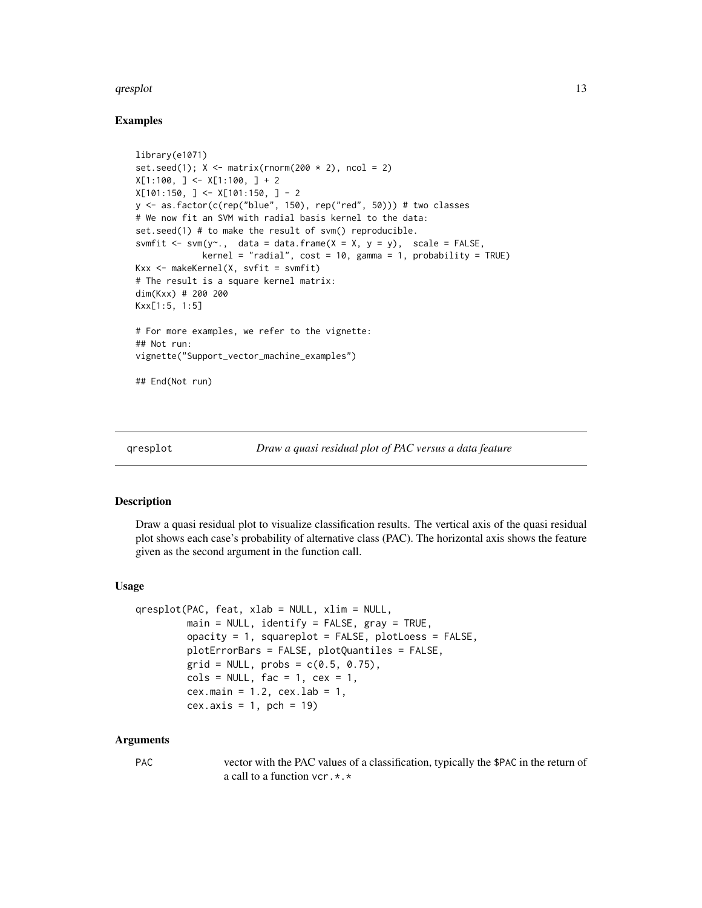## Examples

```
library(e1071)
set.seed(1); X <- matrix(rnorm(200 * 2), ncol = 2)
X[1:100, ] <- X[1:100, ] + 2
X[101:150, ] <- X[101:150, ] - 2
y <- as.factor(c(rep("blue", 150), rep("red", 50))) # two classes
# We now fit an SVM with radial basis kernel to the data:
set.seed(1) # to make the result of svm() reproducible.
svmfit <- svm(y~., data = data.frame(X = X, y = y),  scale = FALSE,
             kernel = "radial", cost = 10, gamma = 1, probability = TRUE)
Kxx <- makeKernel(X, svfit = svmfit)
# The result is a square kernel matrix:
dim(Kxx) # 200 200
Kxx[1:5, 1:5]

# For more examples, we refer to the vignette:
## Not run:
vignette("Support_vector_machine_examples")

## End(Not run)
```

---

qresplot &nbsp;&nbsp;&nbsp;&nbsp;&nbsp;&nbsp;&nbsp;&nbsp; *Draw a quasi residual plot of PAC versus a data feature*

---

## Description

Draw a quasi residual plot to visualize classification results. The vertical axis of the quasi residual plot shows each case's probability of alternative class (PAC). The horizontal axis shows the feature given as the second argument in the function call.

## Usage

```
qresplot(PAC, feat, xlab = NULL, xlim = NULL,
         main = NULL, identify = FALSE, gray = TRUE,
         opacity = 1, squareplot = FALSE, plotLoess = FALSE,
         plotErrorBars = FALSE, plotQuantiles = FALSE,
         grid = NULL, probs = c(0.5, 0.75),
         cols = NULL, fac = 1, cex = 1,
         cex.main = 1.2, cex.lab = 1,
         cex.axis = 1, pch = 19)
```

## Arguments

| | |
|---|---|
| PAC | vector with the PAC values of a classification, typically the $PAC in the return of a call to a function vcr.*.* |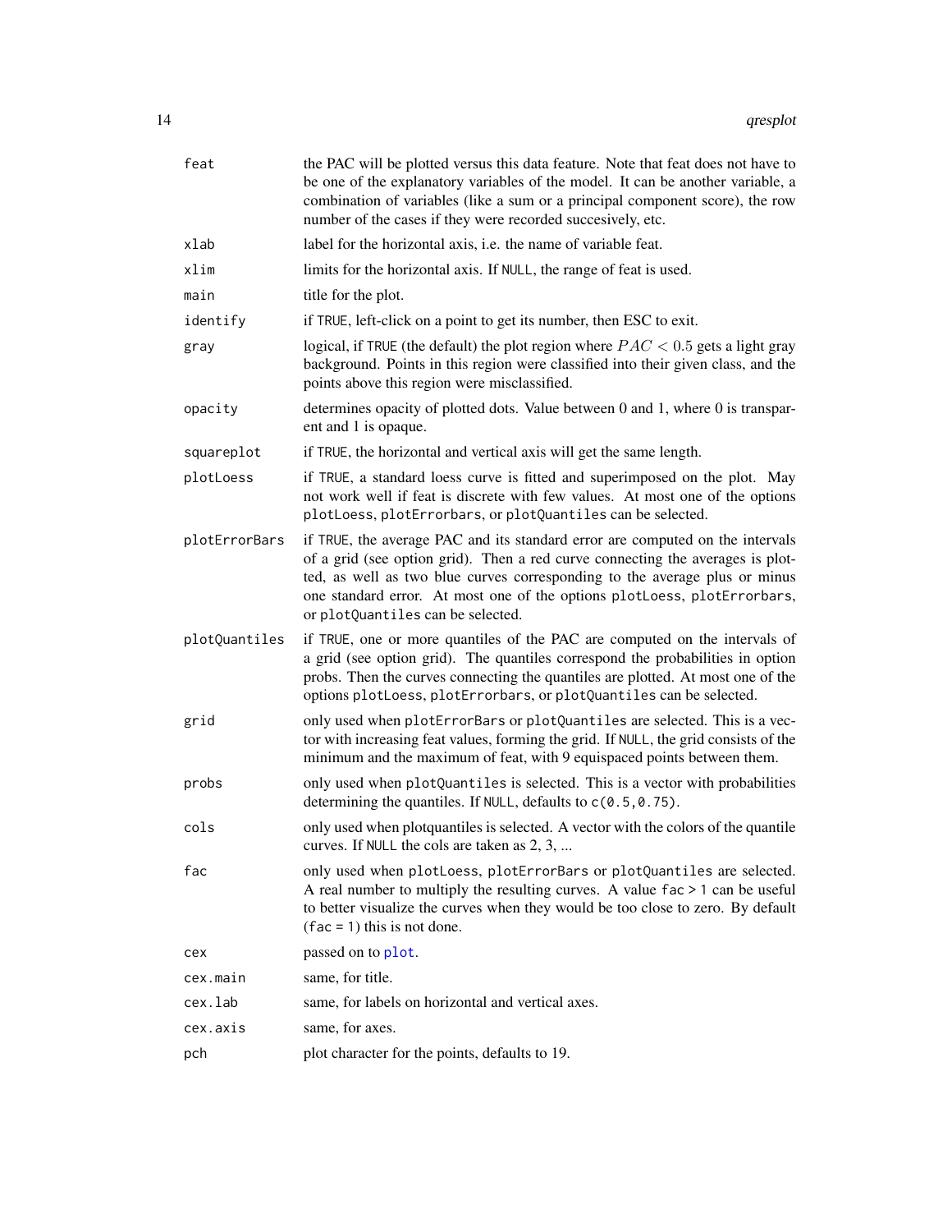| Argument | Description |
| --- | --- |
| `feat` | the PAC will be plotted versus this data feature. Note that feat does not have to be one of the explanatory variables of the model. It can be another variable, a combination of variables (like a sum or a principal component score), the row number of the cases if they were recorded succesively, etc. |
| `xlab` | label for the horizontal axis, i.e. the name of variable feat. |
| `xlim` | limits for the horizontal axis. If `NULL`, the range of feat is used. |
| `main` | title for the plot. |
| `identify` | if `TRUE`, left-click on a point to get its number, then ESC to exit. |
| `gray` | logical, if `TRUE` (the default) the plot region where $PAC < 0.5$ gets a light gray background. Points in this region were classified into their given class, and the points above this region were misclassified. |
| `opacity` | determines opacity of plotted dots. Value between 0 and 1, where 0 is transparent and 1 is opaque. |
| `squareplot` | if `TRUE`, the horizontal and vertical axis will get the same length. |
| `plotLoess` | if `TRUE`, a standard loess curve is fitted and superimposed on the plot. May not work well if feat is discrete with few values. At most one of the options `plotLoess`, `plotErrorbars`, or `plotQuantiles` can be selected. |
| `plotErrorBars` | if `TRUE`, the average PAC and its standard error are computed on the intervals of a grid (see option grid). Then a red curve connecting the averages is plotted, as well as two blue curves corresponding to the average plus or minus one standard error. At most one of the options `plotLoess`, `plotErrorbars`, or `plotQuantiles` can be selected. |
| `plotQuantiles` | if `TRUE`, one or more quantiles of the PAC are computed on the intervals of a grid (see option grid). The quantiles correspond the probabilities in option probs. Then the curves connecting the quantiles are plotted. At most one of the options `plotLoess`, `plotErrorbars`, or `plotQuantiles` can be selected. |
| `grid` | only used when `plotErrorBars` or `plotQuantiles` are selected. This is a vector with increasing feat values, forming the grid. If `NULL`, the grid consists of the minimum and the maximum of feat, with 9 equispaced points between them. |
| `probs` | only used when `plotQuantiles` is selected. This is a vector with probabilities determining the quantiles. If `NULL`, defaults to `c(0.5,0.75)`. |
| `cols` | only used when plotquantiles is selected. A vector with the colors of the quantile curves. If `NULL` the cols are taken as 2, 3, ... |
| `fac` | only used when `plotLoess`, `plotErrorBars` or `plotQuantiles` are selected. A real number to multiply the resulting curves. A value `fac > 1` can be useful to better visualize the curves when they would be too close to zero. By default (`fac = 1`) this is not done. |
| `cex` | passed on to `plot`. |
| `cex.main` | same, for title. |
| `cex.lab` | same, for labels on horizontal and vertical axes. |
| `cex.axis` | same, for axes. |
| `pch` | plot character for the points, defaults to 19. |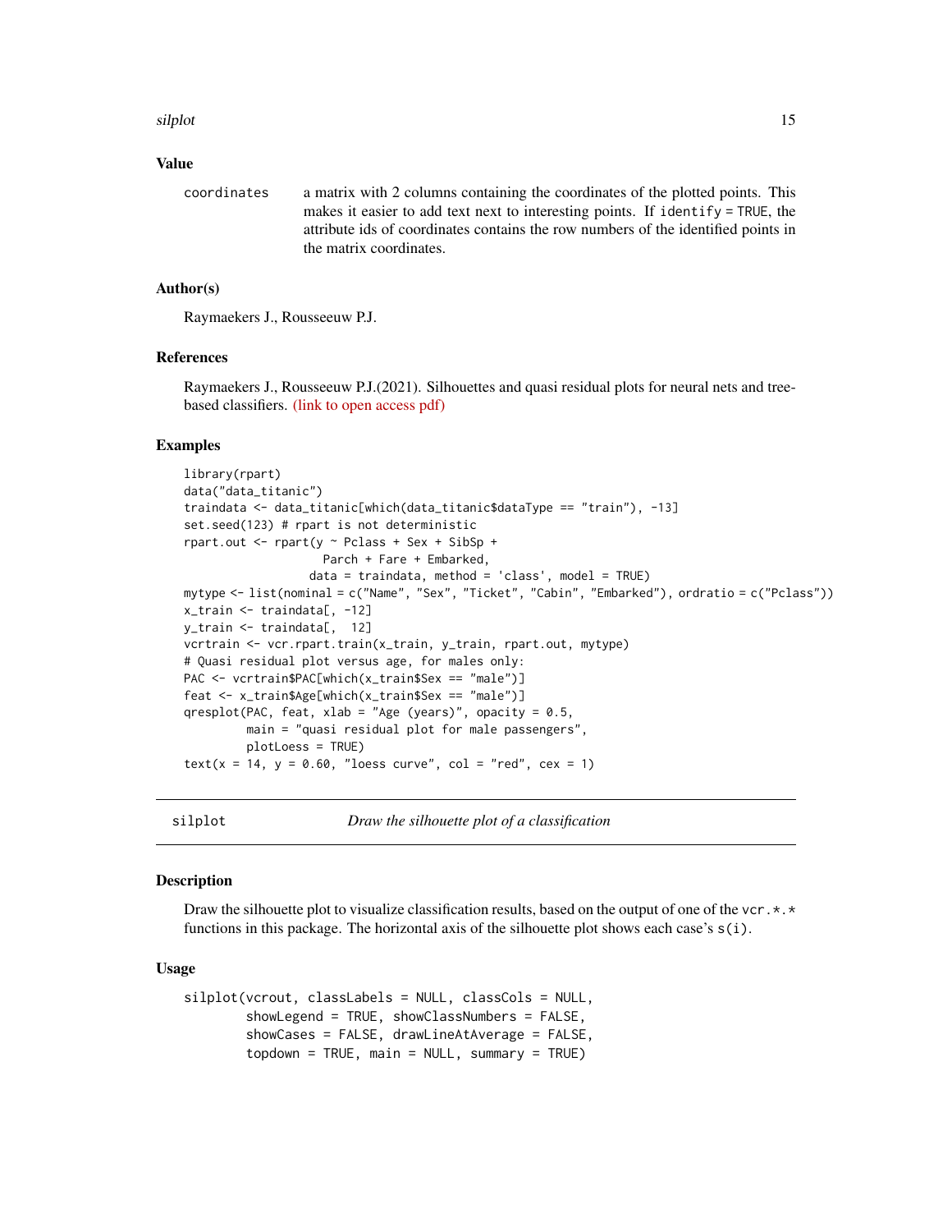## Value

`coordinates` a matrix with 2 columns containing the coordinates of the plotted points. This makes it easier to add text next to interesting points. If `identify = TRUE`, the attribute ids of coordinates contains the row numbers of the identified points in the matrix coordinates.

## Author(s)

Raymaekers J., Rousseeuw P.J.

## References

Raymaekers J., Rousseeuw P.J.(2021). Silhouettes and quasi residual plots for neural nets and tree-based classifiers. (link to open access pdf)

## Examples

```
library(rpart)
data("data_titanic")
traindata <- data_titanic[which(data_titanic$dataType == "train"), -13]
set.seed(123) # rpart is not deterministic
rpart.out <- rpart(y ~ Pclass + Sex + SibSp +
                      Parch + Fare + Embarked,
                   data = traindata, method = 'class', model = TRUE)
mytype <- list(nominal = c("Name", "Sex", "Ticket", "Cabin", "Embarked"), ordratio = c("Pclass"))
x_train <- traindata[, -12]
y_train <- traindata[,  12]
vcrtrain <- vcr.rpart.train(x_train, y_train, rpart.out, mytype)
# Quasi residual plot versus age, for males only:
PAC <- vcrtrain$PAC[which(x_train$Sex == "male")]
feat <- x_train$Age[which(x_train$Sex == "male")]
qresplot(PAC, feat, xlab = "Age (years)", opacity = 0.5,
         main = "quasi residual plot for male passengers",
         plotLoess = TRUE)
text(x = 14, y = 0.60, "loess curve", col = "red", cex = 1)
```

---

# silplot — *Draw the silhouette plot of a classification*

## Description

Draw the silhouette plot to visualize classification results, based on the output of one of the `vcr.*.*` functions in this package. The horizontal axis of the silhouette plot shows each case's `s(i)`.

## Usage

```
silplot(vcrout, classLabels = NULL, classCols = NULL,
        showLegend = TRUE, showClassNumbers = FALSE,
        showCases = FALSE, drawLineAtAverage = FALSE,
        topdown = TRUE, main = NULL, summary = TRUE)
```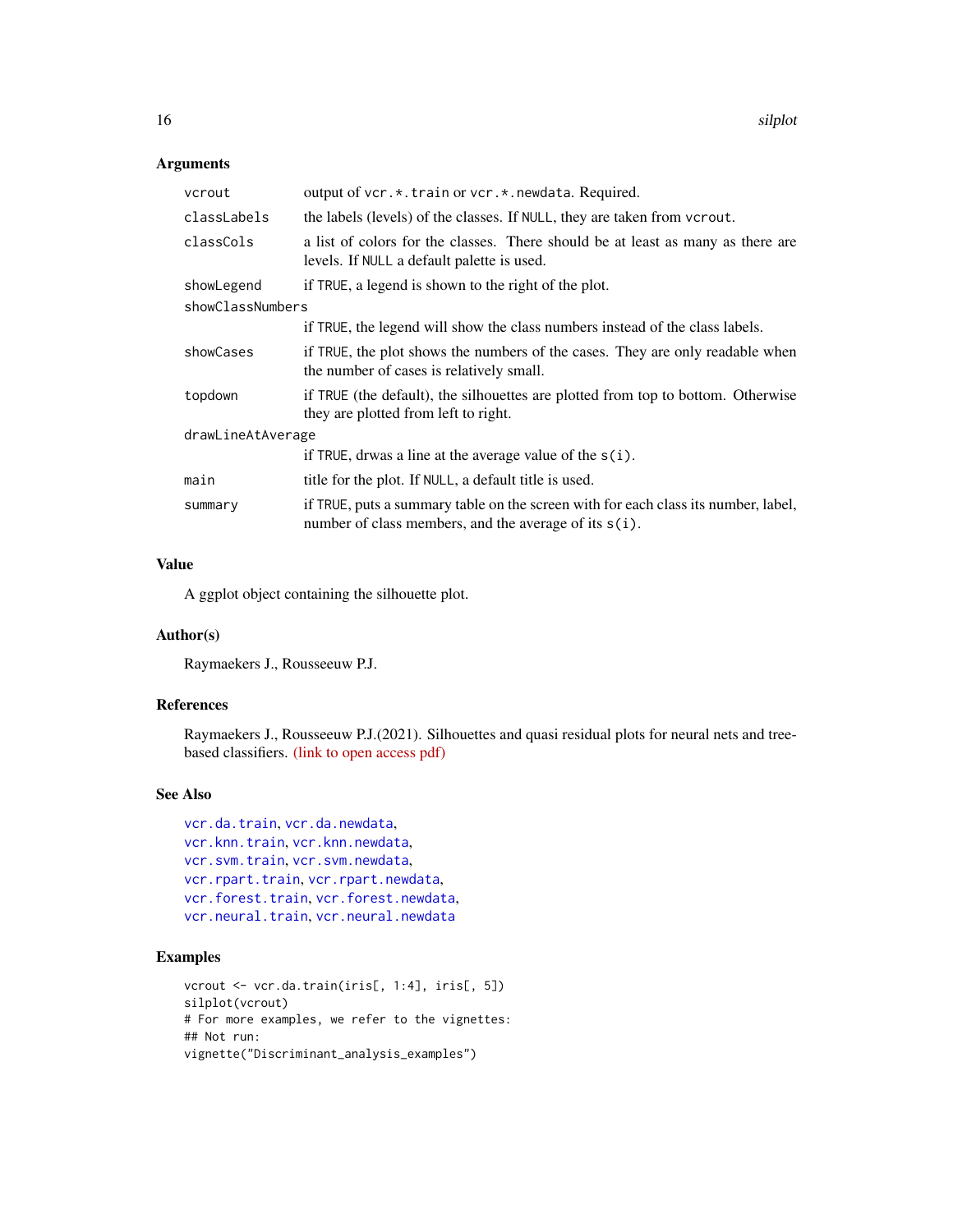## Arguments

| | |
|---|---|
| `vcrout` | output of `vcr.*.train` or `vcr.*.newdata`. Required. |
| `classLabels` | the labels (levels) of the classes. If `NULL`, they are taken from `vcrout`. |
| `classCols` | a list of colors for the classes. There should be at least as many as there are levels. If `NULL` a default palette is used. |
| `showLegend` | if `TRUE`, a legend is shown to the right of the plot. |
| `showClassNumbers` | if `TRUE`, the legend will show the class numbers instead of the class labels. |
| `showCases` | if `TRUE`, the plot shows the numbers of the cases. They are only readable when the number of cases is relatively small. |
| `topdown` | if `TRUE` (the default), the silhouettes are plotted from top to bottom. Otherwise they are plotted from left to right. |
| `drawLineAtAverage` | if `TRUE`, drwas a line at the average value of the `s(i)`. |
| `main` | title for the plot. If `NULL`, a default title is used. |
| `summary` | if `TRUE`, puts a summary table on the screen with for each class its number, label, number of class members, and the average of its `s(i)`. |

## Value

A ggplot object containing the silhouette plot.

## Author(s)

Raymaekers J., Rousseeuw P.J.

## References

Raymaekers J., Rousseeuw P.J.(2021). Silhouettes and quasi residual plots for neural nets and tree-based classifiers. (link to open access pdf)

## See Also

`vcr.da.train`, `vcr.da.newdata`,
`vcr.knn.train`, `vcr.knn.newdata`,
`vcr.svm.train`, `vcr.svm.newdata`,
`vcr.rpart.train`, `vcr.rpart.newdata`,
`vcr.forest.train`, `vcr.forest.newdata`,
`vcr.neural.train`, `vcr.neural.newdata`

## Examples

```
vcrout <- vcr.da.train(iris[, 1:4], iris[, 5])
silplot(vcrout)
# For more examples, we refer to the vignettes:
## Not run:
vignette("Discriminant_analysis_examples")
```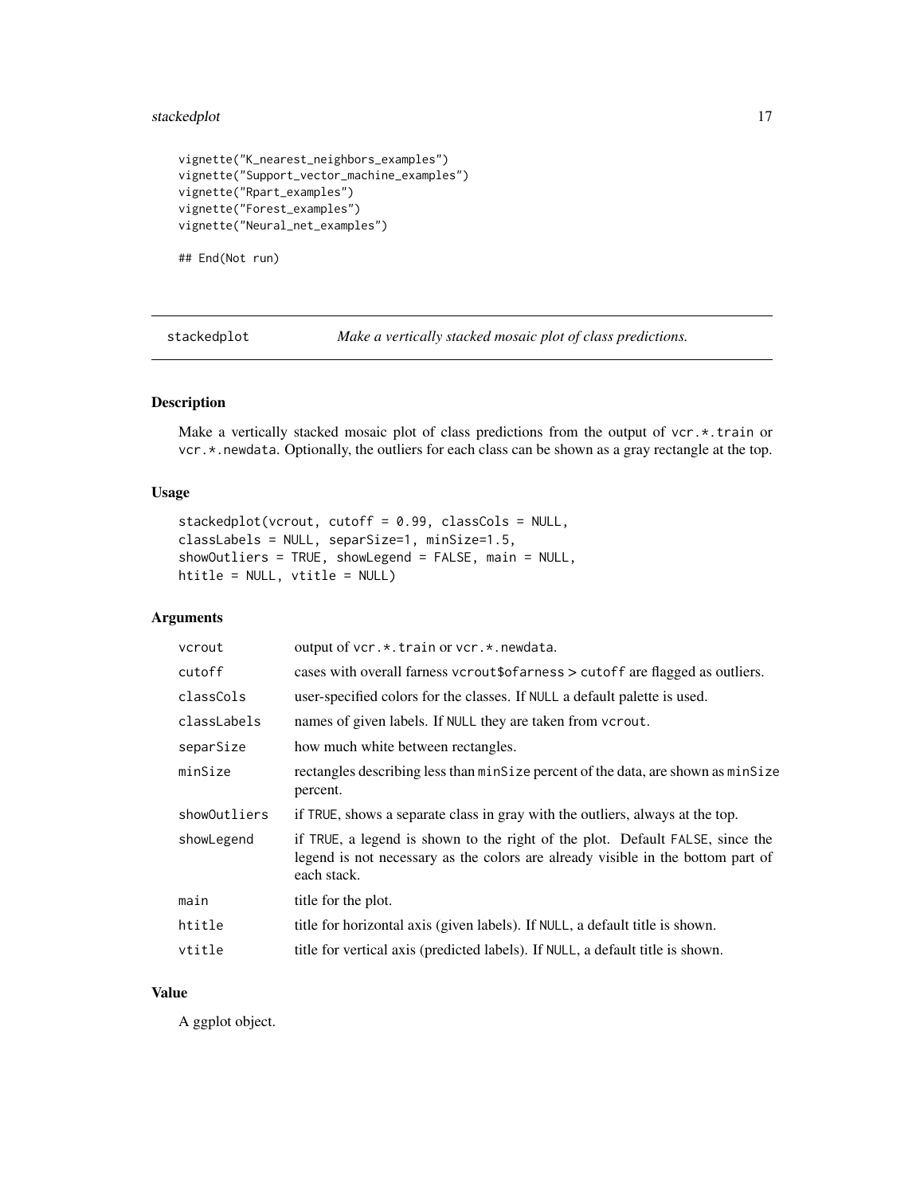```
vignette("K_nearest_neighbors_examples")
vignette("Support_vector_machine_examples")
vignette("Rpart_examples")
vignette("Forest_examples")
vignette("Neural_net_examples")

## End(Not run)
```

---

## stackedplot — *Make a vertically stacked mosaic plot of class predictions.*

### Description

Make a vertically stacked mosaic plot of class predictions from the output of `vcr.*.train` or `vcr.*.newdata`. Optionally, the outliers for each class can be shown as a gray rectangle at the top.

### Usage

```
stackedplot(vcrout, cutoff = 0.99, classCols = NULL,
classLabels = NULL, separSize=1, minSize=1.5,
showOutliers = TRUE, showLegend = FALSE, main = NULL,
htitle = NULL, vtitle = NULL)
```

### Arguments

| | |
|---|---|
| `vcrout` | output of `vcr.*.train` or `vcr.*.newdata`. |
| `cutoff` | cases with overall farness `vcrout$ofarness > cutoff` are flagged as outliers. |
| `classCols` | user-specified colors for the classes. If `NULL` a default palette is used. |
| `classLabels` | names of given labels. If `NULL` they are taken from `vcrout`. |
| `separSize` | how much white between rectangles. |
| `minSize` | rectangles describing less than `minSize` percent of the data, are shown as `minSize` percent. |
| `showOutliers` | if `TRUE`, shows a separate class in gray with the outliers, always at the top. |
| `showLegend` | if `TRUE`, a legend is shown to the right of the plot. Default `FALSE`, since the legend is not necessary as the colors are already visible in the bottom part of each stack. |
| `main` | title for the plot. |
| `htitle` | title for horizontal axis (given labels). If `NULL`, a default title is shown. |
| `vtitle` | title for vertical axis (predicted labels). If `NULL`, a default title is shown. |

### Value

A ggplot object.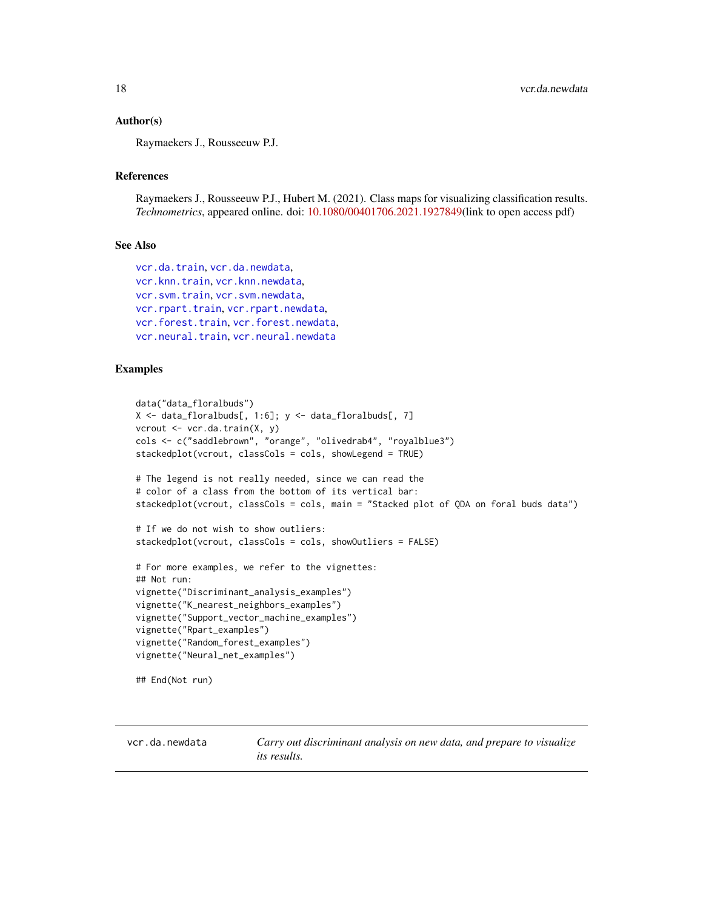### Author(s)

Raymaekers J., Rousseeuw P.J.

### References

Raymaekers J., Rousseeuw P.J., Hubert M. (2021). Class maps for visualizing classification results. *Technometrics*, appeared online. doi: 10.1080/00401706.2021.1927849(link to open access pdf)

### See Also

`vcr.da.train`, `vcr.da.newdata`,
`vcr.knn.train`, `vcr.knn.newdata`,
`vcr.svm.train`, `vcr.svm.newdata`,
`vcr.rpart.train`, `vcr.rpart.newdata`,
`vcr.forest.train`, `vcr.forest.newdata`,
`vcr.neural.train`, `vcr.neural.newdata`

### Examples

```
data("data_floralbuds")
X <- data_floralbuds[, 1:6]; y <- data_floralbuds[, 7]
vcrout <- vcr.da.train(X, y)
cols <- c("saddlebrown", "orange", "olivedrab4", "royalblue3")
stackedplot(vcrout, classCols = cols, showLegend = TRUE)

# The legend is not really needed, since we can read the
# color of a class from the bottom of its vertical bar:
stackedplot(vcrout, classCols = cols, main = "Stacked plot of QDA on foral buds data")

# If we do not wish to show outliers:
stackedplot(vcrout, classCols = cols, showOutliers = FALSE)

# For more examples, we refer to the vignettes:
## Not run:
vignette("Discriminant_analysis_examples")
vignette("K_nearest_neighbors_examples")
vignette("Support_vector_machine_examples")
vignette("Rpart_examples")
vignette("Random_forest_examples")
vignette("Neural_net_examples")

## End(Not run)
```

---

## vcr.da.newdata — *Carry out discriminant analysis on new data, and prepare to visualize its results.*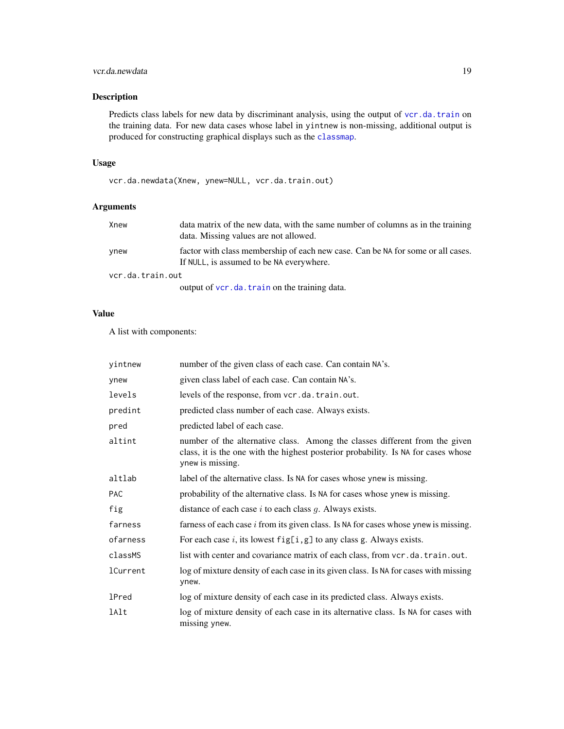## Description

Predicts class labels for new data by discriminant analysis, using the output of `vcr.da.train` on the training data. For new data cases whose label in `yintnew` is non-missing, additional output is produced for constructing graphical displays such as the `classmap`.

## Usage

```
vcr.da.newdata(Xnew, ynew=NULL, vcr.da.train.out)
```

## Arguments

| | |
|---|---|
| `Xnew` | data matrix of the new data, with the same number of columns as in the training data. Missing values are not allowed. |
| `ynew` | factor with class membership of each new case. Can be `NA` for some or all cases. If `NULL`, is assumed to be `NA` everywhere. |
| `vcr.da.train.out` | output of `vcr.da.train` on the training data. |

## Value

A list with components:

| | |
|---|---|
| `yintnew` | number of the given class of each case. Can contain `NA`'s. |
| `ynew` | given class label of each case. Can contain `NA`'s. |
| `levels` | levels of the response, from `vcr.da.train.out`. |
| `predint` | predicted class number of each case. Always exists. |
| `pred` | predicted label of each case. |
| `altint` | number of the alternative class. Among the classes different from the given class, it is the one with the highest posterior probability. Is `NA` for cases whose `ynew` is missing. |
| `altlab` | label of the alternative class. Is `NA` for cases whose `ynew` is missing. |
| `PAC` | probability of the alternative class. Is `NA` for cases whose `ynew` is missing. |
| `fig` | distance of each case $i$ to each class $g$. Always exists. |
| `farness` | farness of each case $i$ from its given class. Is `NA` for cases whose `ynew` is missing. |
| `ofarness` | For each case $i$, its lowest `fig[i,g]` to any class g. Always exists. |
| `classMS` | list with center and covariance matrix of each class, from `vcr.da.train.out`. |
| `lCurrent` | log of mixture density of each case in its given class. Is `NA` for cases with missing `ynew`. |
| `lPred` | log of mixture density of each case in its predicted class. Always exists. |
| `lAlt` | log of mixture density of each case in its alternative class. Is `NA` for cases with missing `ynew`. |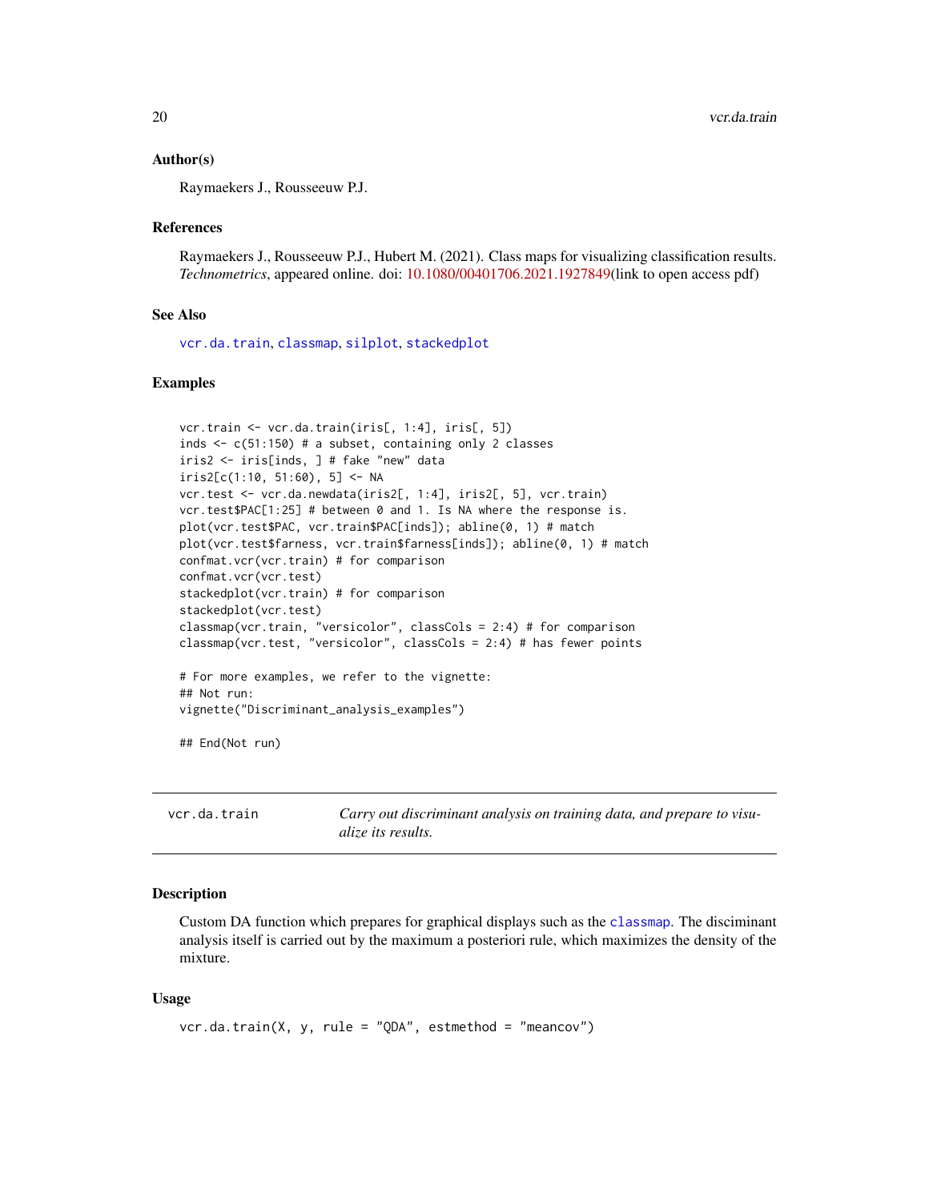### Author(s)

Raymaekers J., Rousseeuw P.J.

### References

Raymaekers J., Rousseeuw P.J., Hubert M. (2021). Class maps for visualizing classification results. *Technometrics*, appeared online. doi: 10.1080/00401706.2021.1927849(link to open access pdf)

### See Also

vcr.da.train, classmap, silplot, stackedplot

### Examples

```
vcr.train <- vcr.da.train(iris[, 1:4], iris[, 5])
inds <- c(51:150) # a subset, containing only 2 classes
iris2 <- iris[inds, ] # fake "new" data
iris2[c(1:10, 51:60), 5] <- NA
vcr.test <- vcr.da.newdata(iris2[, 1:4], iris2[, 5], vcr.train)
vcr.test$PAC[1:25] # between 0 and 1. Is NA where the response is.
plot(vcr.test$PAC, vcr.train$PAC[inds]); abline(0, 1) # match
plot(vcr.test$farness, vcr.train$farness[inds]); abline(0, 1) # match
confmat.vcr(vcr.train) # for comparison
confmat.vcr(vcr.test)
stackedplot(vcr.train) # for comparison
stackedplot(vcr.test)
classmap(vcr.train, "versicolor", classCols = 2:4) # for comparison
classmap(vcr.test, "versicolor", classCols = 2:4) # has fewer points

# For more examples, we refer to the vignette:
## Not run:
vignette("Discriminant_analysis_examples")

## End(Not run)
```

---

## vcr.da.train — *Carry out discriminant analysis on training data, and prepare to visualize its results.*

---

### Description

Custom DA function which prepares for graphical displays such as the classmap. The disciminant analysis itself is carried out by the maximum a posteriori rule, which maximizes the density of the mixture.

### Usage

```
vcr.da.train(X, y, rule = "QDA", estmethod = "meancov")
```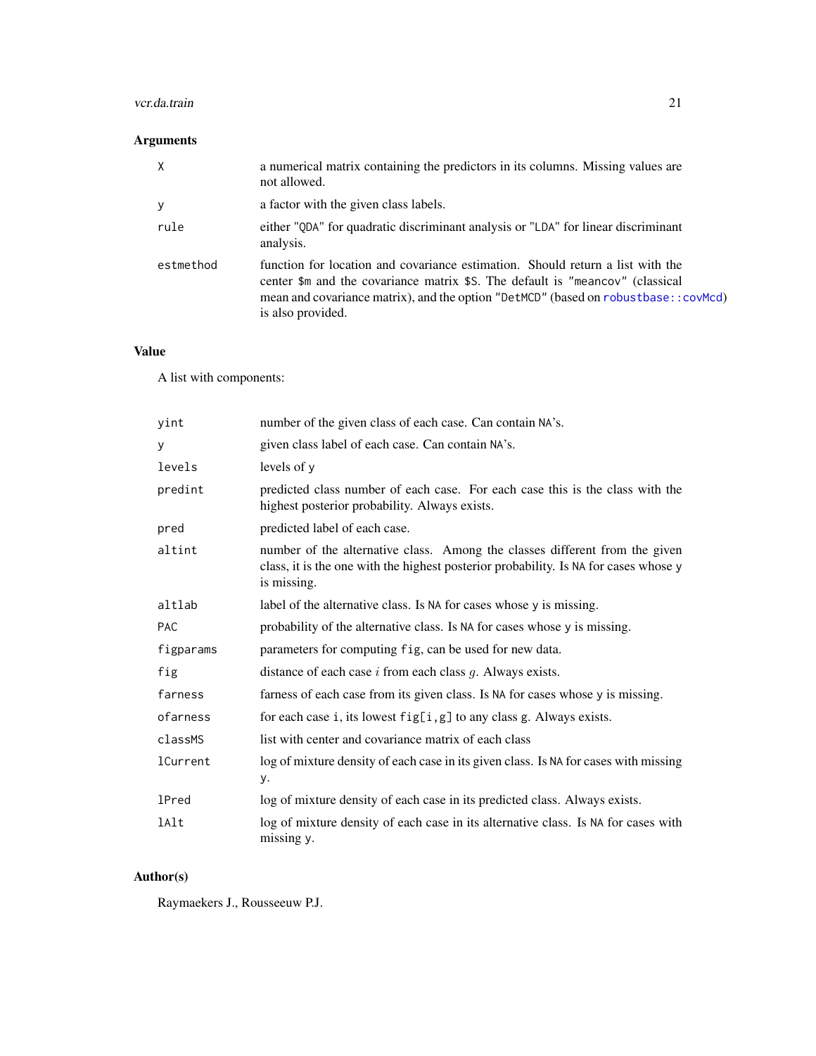## Arguments

| | |
|---|---|
| `X` | a numerical matrix containing the predictors in its columns. Missing values are not allowed. |
| `y` | a factor with the given class labels. |
| `rule` | either "`QDA`" for quadratic discriminant analysis or "`LDA`" for linear discriminant analysis. |
| `estmethod` | function for location and covariance estimation. Should return a list with the center `$m` and the covariance matrix `$S`. The default is "`meancov`" (classical mean and covariance matrix), and the option "`DetMCD`" (based on `robustbase::covMcd`) is also provided. |

## Value

A list with components:

| | |
|---|---|
| `yint` | number of the given class of each case. Can contain `NA`'s. |
| `y` | given class label of each case. Can contain `NA`'s. |
| `levels` | levels of `y` |
| `predint` | predicted class number of each case. For each case this is the class with the highest posterior probability. Always exists. |
| `pred` | predicted label of each case. |
| `altint` | number of the alternative class. Among the classes different from the given class, it is the one with the highest posterior probability. Is `NA` for cases whose `y` is missing. |
| `altlab` | label of the alternative class. Is `NA` for cases whose `y` is missing. |
| `PAC` | probability of the alternative class. Is `NA` for cases whose `y` is missing. |
| `figparams` | parameters for computing `fig`, can be used for new data. |
| `fig` | distance of each case $i$ from each class $g$. Always exists. |
| `farness` | farness of each case from its given class. Is `NA` for cases whose `y` is missing. |
| `ofarness` | for each case `i`, its lowest `fig[i,g]` to any class `g`. Always exists. |
| `classMS` | list with center and covariance matrix of each class |
| `lCurrent` | log of mixture density of each case in its given class. Is `NA` for cases with missing `y`. |
| `lPred` | log of mixture density of each case in its predicted class. Always exists. |
| `lAlt` | log of mixture density of each case in its alternative class. Is `NA` for cases with missing `y`. |

## Author(s)

Raymaekers J., Rousseeuw P.J.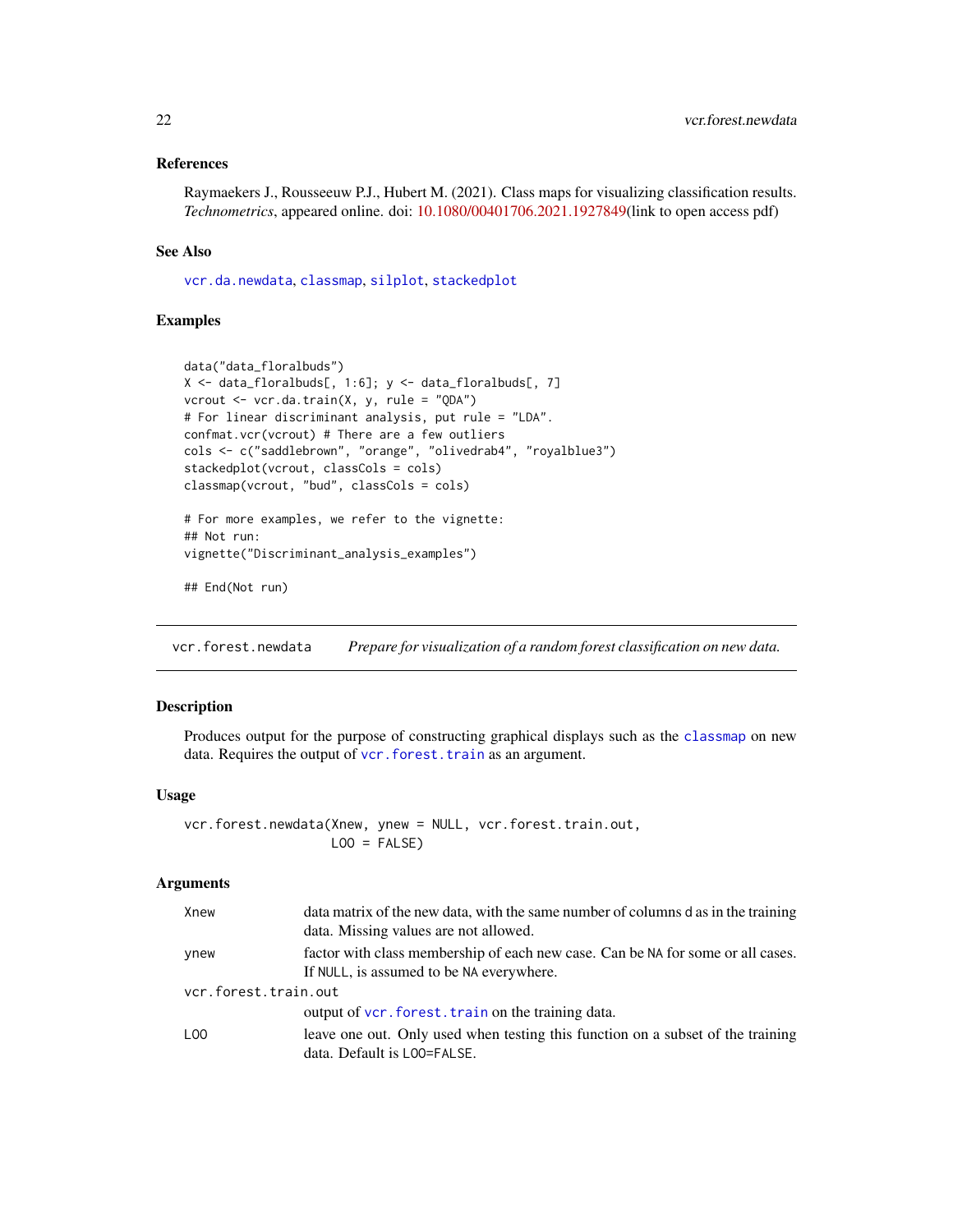### References

Raymaekers J., Rousseeuw P.J., Hubert M. (2021). Class maps for visualizing classification results. *Technometrics*, appeared online. doi: 10.1080/00401706.2021.1927849(link to open access pdf)

### See Also

vcr.da.newdata, classmap, silplot, stackedplot

### Examples

```
data("data_floralbuds")
X <- data_floralbuds[, 1:6]; y <- data_floralbuds[, 7]
vcrout <- vcr.da.train(X, y, rule = "QDA")
# For linear discriminant analysis, put rule = "LDA".
confmat.vcr(vcrout) # There are a few outliers
cols <- c("saddlebrown", "orange", "olivedrab4", "royalblue3")
stackedplot(vcrout, classCols = cols)
classmap(vcrout, "bud", classCols = cols)

# For more examples, we refer to the vignette:
## Not run:
vignette("Discriminant_analysis_examples")

## End(Not run)
```

---

## vcr.forest.newdata — *Prepare for visualization of a random forest classification on new data.*

### Description

Produces output for the purpose of constructing graphical displays such as the classmap on new data. Requires the output of vcr.forest.train as an argument.

### Usage

```
vcr.forest.newdata(Xnew, ynew = NULL, vcr.forest.train.out,
                   LOO = FALSE)
```

### Arguments

| | |
|---|---|
| Xnew | data matrix of the new data, with the same number of columns d as in the training data. Missing values are not allowed. |
| ynew | factor with class membership of each new case. Can be NA for some or all cases. If NULL, is assumed to be NA everywhere. |
| vcr.forest.train.out | output of vcr.forest.train on the training data. |
| LOO | leave one out. Only used when testing this function on a subset of the training data. Default is LOO=FALSE. |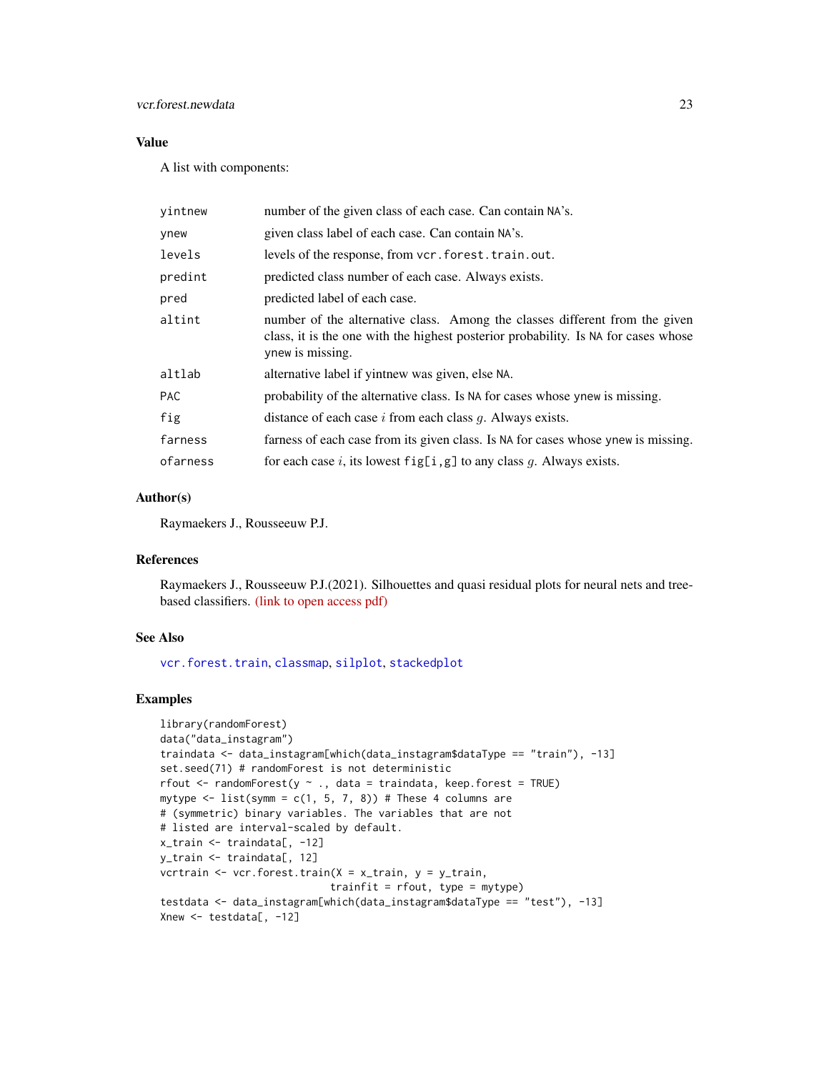## Value

A list with components:

| | |
|---|---|
| `yintnew` | number of the given class of each case. Can contain `NA`'s. |
| `ynew` | given class label of each case. Can contain `NA`'s. |
| `levels` | levels of the response, from `vcr.forest.train.out`. |
| `predint` | predicted class number of each case. Always exists. |
| `pred` | predicted label of each case. |
| `altint` | number of the alternative class. Among the classes different from the given class, it is the one with the highest posterior probability. Is `NA` for cases whose `ynew` is missing. |
| `altlab` | alternative label if yintnew was given, else `NA`. |
| `PAC` | probability of the alternative class. Is `NA` for cases whose `ynew` is missing. |
| `fig` | distance of each case $i$ from each class $g$. Always exists. |
| `farness` | farness of each case from its given class. Is `NA` for cases whose `ynew` is missing. |
| `ofarness` | for each case $i$, its lowest `fig[i,g]` to any class $g$. Always exists. |

## Author(s)

Raymaekers J., Rousseeuw P.J.

## References

Raymaekers J., Rousseeuw P.J.(2021). Silhouettes and quasi residual plots for neural nets and tree-based classifiers. (link to open access pdf)

## See Also

`vcr.forest.train`, `classmap`, `silplot`, `stackedplot`

## Examples

```
library(randomForest)
data("data_instagram")
traindata <- data_instagram[which(data_instagram$dataType == "train"), -13]
set.seed(71) # randomForest is not deterministic
rfout <- randomForest(y ~ ., data = traindata, keep.forest = TRUE)
mytype <- list(symm = c(1, 5, 7, 8)) # These 4 columns are
# (symmetric) binary variables. The variables that are not
# listed are interval-scaled by default.
x_train <- traindata[, -12]
y_train <- traindata[, 12]
vcrtrain <- vcr.forest.train(X = x_train, y = y_train,
                             trainfit = rfout, type = mytype)
testdata <- data_instagram[which(data_instagram$dataType == "test"), -13]
Xnew <- testdata[, -12]
```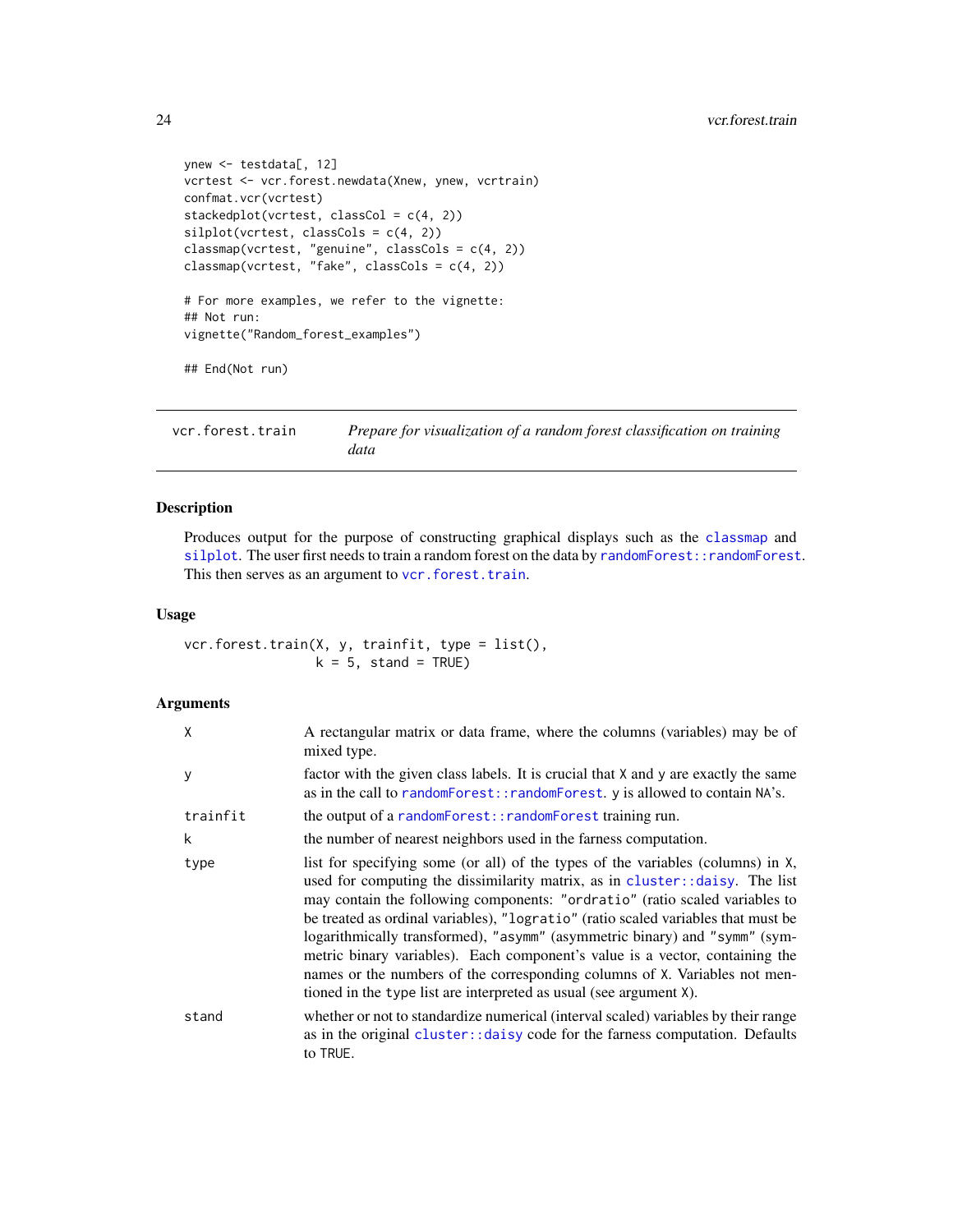```
ynew <- testdata[, 12]
vcrtest <- vcr.forest.newdata(Xnew, ynew, vcrtrain)
confmat.vcr(vcrtest)
stackedplot(vcrtest, classCol = c(4, 2))
silplot(vcrtest, classCols = c(4, 2))
classmap(vcrtest, "genuine", classCols = c(4, 2))
classmap(vcrtest, "fake", classCols = c(4, 2))

# For more examples, we refer to the vignette:
## Not run:
vignette("Random_forest_examples")

## End(Not run)
```

---

`vcr.forest.train` — *Prepare for visualization of a random forest classification on training data*

---

### Description

Produces output for the purpose of constructing graphical displays such as the `classmap` and `silplot`. The user first needs to train a random forest on the data by `randomForest::randomForest`. This then serves as an argument to `vcr.forest.train`.

### Usage

```
vcr.forest.train(X, y, trainfit, type = list(),
                 k = 5, stand = TRUE)
```

### Arguments

| | |
|---|---|
| `X` | A rectangular matrix or data frame, where the columns (variables) may be of mixed type. |
| `y` | factor with the given class labels. It is crucial that `X` and `y` are exactly the same as in the call to `randomForest::randomForest`. `y` is allowed to contain `NA`'s. |
| `trainfit` | the output of a `randomForest::randomForest` training run. |
| `k` | the number of nearest neighbors used in the farness computation. |
| `type` | list for specifying some (or all) of the types of the variables (columns) in `X`, used for computing the dissimilarity matrix, as in `cluster::daisy`. The list may contain the following components: `"ordratio"` (ratio scaled variables to be treated as ordinal variables), `"logratio"` (ratio scaled variables that must be logarithmically transformed), `"asymm"` (asymmetric binary) and `"symm"` (symmetric binary variables). Each component's value is a vector, containing the names or the numbers of the corresponding columns of `X`. Variables not mentioned in the `type` list are interpreted as usual (see argument `X`). |
| `stand` | whether or not to standardize numerical (interval scaled) variables by their range as in the original `cluster::daisy` code for the farness computation. Defaults to `TRUE`. |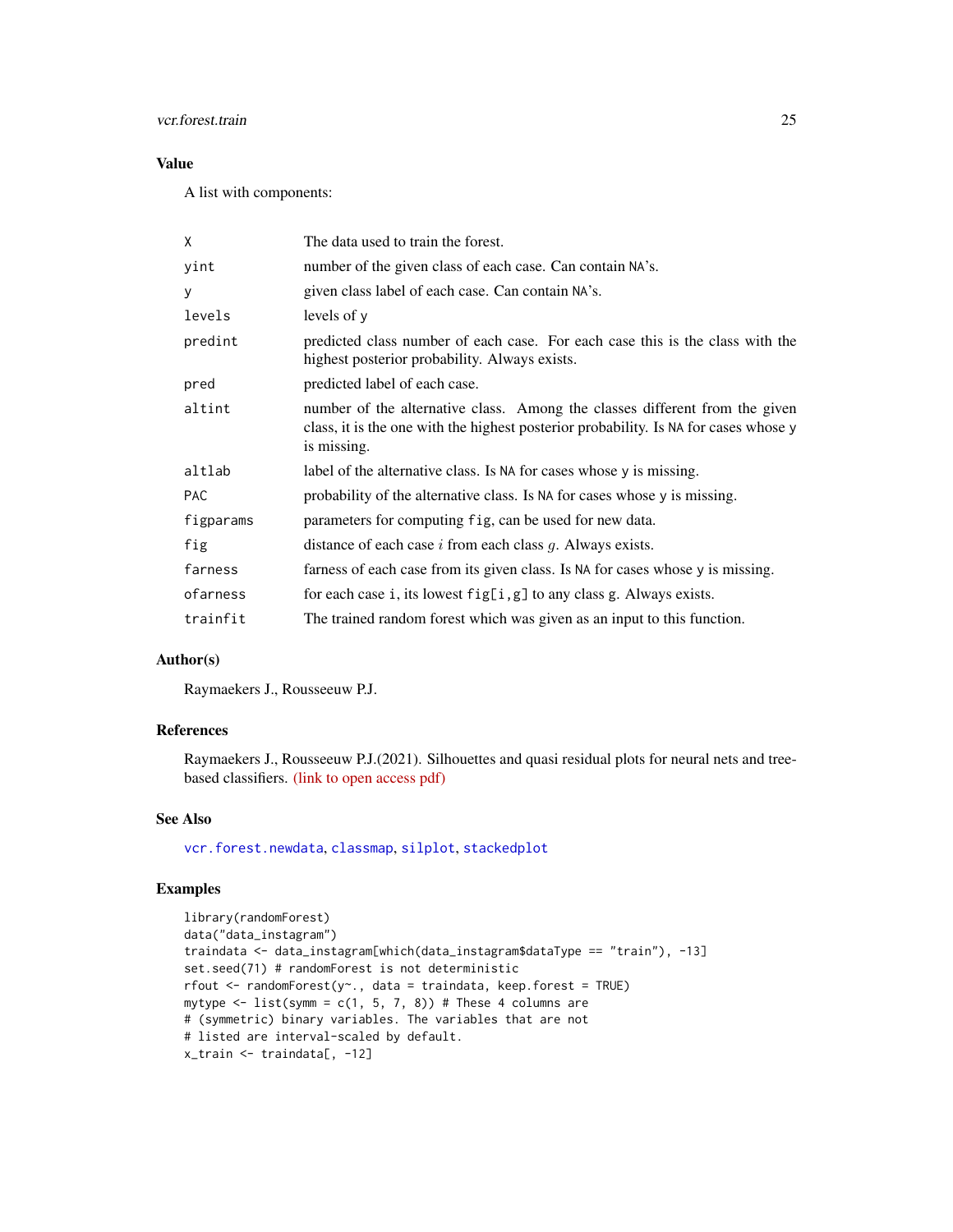## Value

A list with components:

| | |
|---|---|
| `X` | The data used to train the forest. |
| `yint` | number of the given class of each case. Can contain `NA`'s. |
| `y` | given class label of each case. Can contain `NA`'s. |
| `levels` | levels of `y` |
| `predint` | predicted class number of each case. For each case this is the class with the highest posterior probability. Always exists. |
| `pred` | predicted label of each case. |
| `altint` | number of the alternative class. Among the classes different from the given class, it is the one with the highest posterior probability. Is `NA` for cases whose `y` is missing. |
| `altlab` | label of the alternative class. Is `NA` for cases whose `y` is missing. |
| `PAC` | probability of the alternative class. Is `NA` for cases whose `y` is missing. |
| `figparams` | parameters for computing `fig`, can be used for new data. |
| `fig` | distance of each case $i$ from each class $g$. Always exists. |
| `farness` | farness of each case from its given class. Is `NA` for cases whose `y` is missing. |
| `ofarness` | for each case `i`, its lowest `fig[i,g]` to any class `g`. Always exists. |
| `trainfit` | The trained random forest which was given as an input to this function. |

## Author(s)

Raymaekers J., Rousseeuw P.J.

## References

Raymaekers J., Rousseeuw P.J.(2021). Silhouettes and quasi residual plots for neural nets and tree-based classifiers. (link to open access pdf)

## See Also

`vcr.forest.newdata`, `classmap`, `silplot`, `stackedplot`

## Examples

```
library(randomForest)
data("data_instagram")
traindata <- data_instagram[which(data_instagram$dataType == "train"), -13]
set.seed(71) # randomForest is not deterministic
rfout <- randomForest(y~., data = traindata, keep.forest = TRUE)
mytype <- list(symm = c(1, 5, 7, 8)) # These 4 columns are
# (symmetric) binary variables. The variables that are not
# listed are interval-scaled by default.
x_train <- traindata[, -12]
```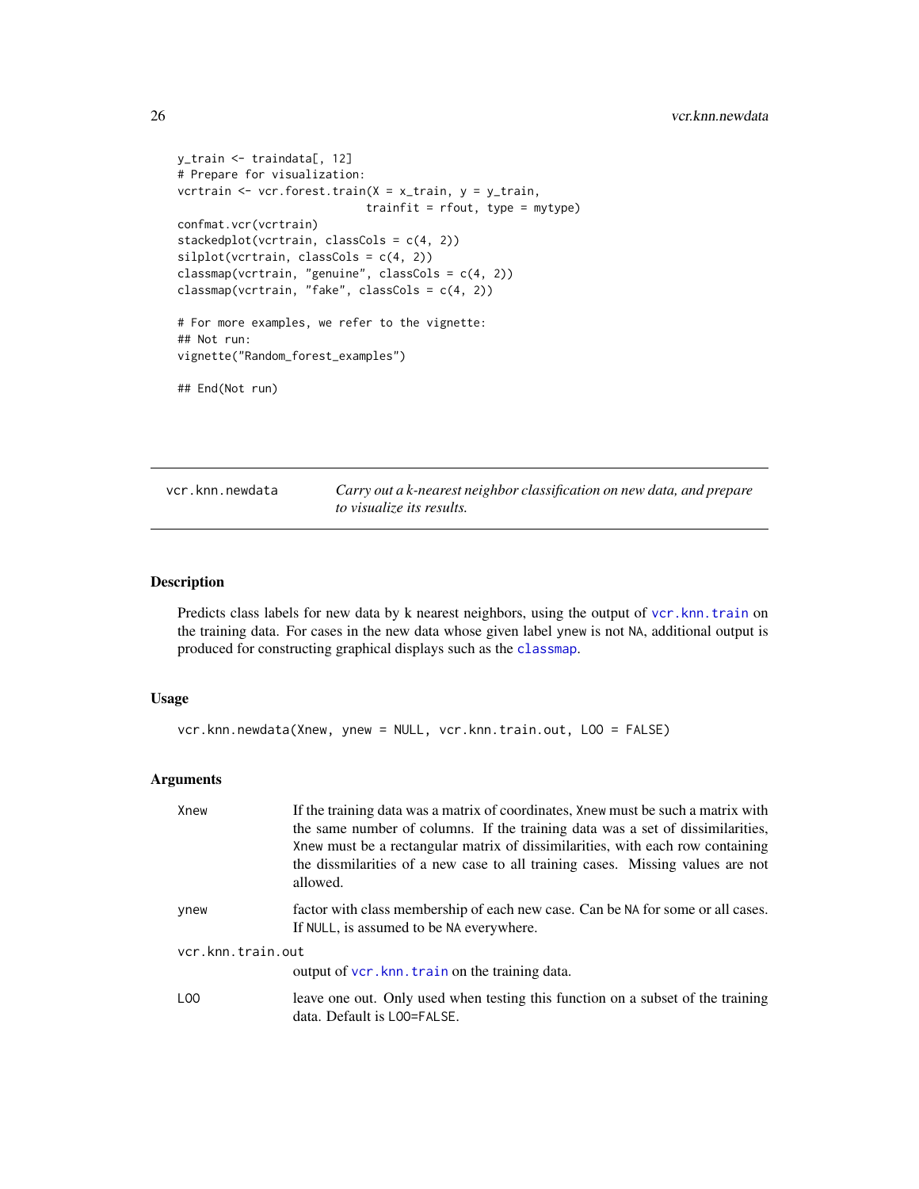```
y_train <- traindata[, 12]
# Prepare for visualization:
vcrtrain <- vcr.forest.train(X = x_train, y = y_train,
                             trainfit = rfout, type = mytype)
confmat.vcr(vcrtrain)
stackedplot(vcrtrain, classCols = c(4, 2))
silplot(vcrtrain, classCols = c(4, 2))
classmap(vcrtrain, "genuine", classCols = c(4, 2))
classmap(vcrtrain, "fake", classCols = c(4, 2))

# For more examples, we refer to the vignette:
## Not run:
vignette("Random_forest_examples")

## End(Not run)
```

## vcr.knn.newdata — *Carry out a k-nearest neighbor classification on new data, and prepare to visualize its results.*

### Description

Predicts class labels for new data by k nearest neighbors, using the output of vcr.knn.train on the training data. For cases in the new data whose given label ynew is not NA, additional output is produced for constructing graphical displays such as the classmap.

### Usage

```
vcr.knn.newdata(Xnew, ynew = NULL, vcr.knn.train.out, LOO = FALSE)
```

### Arguments

| | |
|---|---|
| Xnew | If the training data was a matrix of coordinates, Xnew must be such a matrix with the same number of columns. If the training data was a set of dissimilarities, Xnew must be a rectangular matrix of dissimilarities, with each row containing the dissmilarities of a new case to all training cases. Missing values are not allowed. |
| ynew | factor with class membership of each new case. Can be NA for some or all cases. If NULL, is assumed to be NA everywhere. |
| vcr.knn.train.out | output of vcr.knn.train on the training data. |
| LOO | leave one out. Only used when testing this function on a subset of the training data. Default is LOO=FALSE. |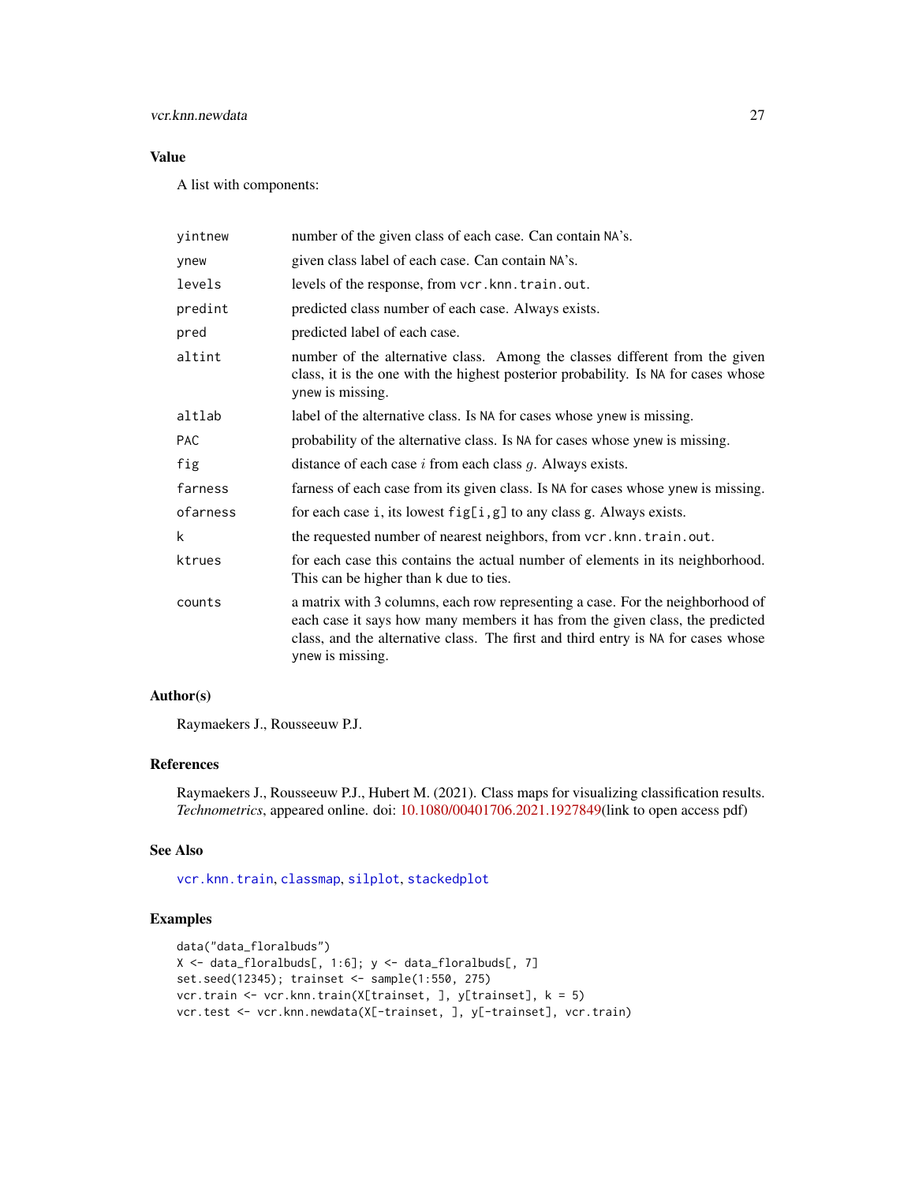## Value

A list with components:

| | |
|---|---|
| yintnew | number of the given class of each case. Can contain NA's. |
| ynew | given class label of each case. Can contain NA's. |
| levels | levels of the response, from vcr.knn.train.out. |
| predint | predicted class number of each case. Always exists. |
| pred | predicted label of each case. |
| altint | number of the alternative class. Among the classes different from the given class, it is the one with the highest posterior probability. Is NA for cases whose ynew is missing. |
| altlab | label of the alternative class. Is NA for cases whose ynew is missing. |
| PAC | probability of the alternative class. Is NA for cases whose ynew is missing. |
| fig | distance of each case $i$ from each class $g$. Always exists. |
| farness | farness of each case from its given class. Is NA for cases whose ynew is missing. |
| ofarness | for each case i, its lowest fig[i,g] to any class g. Always exists. |
| k | the requested number of nearest neighbors, from vcr.knn.train.out. |
| ktrues | for each case this contains the actual number of elements in its neighborhood. This can be higher than k due to ties. |
| counts | a matrix with 3 columns, each row representing a case. For the neighborhood of each case it says how many members it has from the given class, the predicted class, and the alternative class. The first and third entry is NA for cases whose ynew is missing. |

## Author(s)

Raymaekers J., Rousseeuw P.J.

## References

Raymaekers J., Rousseeuw P.J., Hubert M. (2021). Class maps for visualizing classification results. *Technometrics*, appeared online. doi: 10.1080/00401706.2021.1927849(link to open access pdf)

## See Also

vcr.knn.train, classmap, silplot, stackedplot

## Examples

```
data("data_floralbuds")
X <- data_floralbuds[, 1:6]; y <- data_floralbuds[, 7]
set.seed(12345); trainset <- sample(1:550, 275)
vcr.train <- vcr.knn.train(X[trainset, ], y[trainset], k = 5)
vcr.test <- vcr.knn.newdata(X[-trainset, ], y[-trainset], vcr.train)
```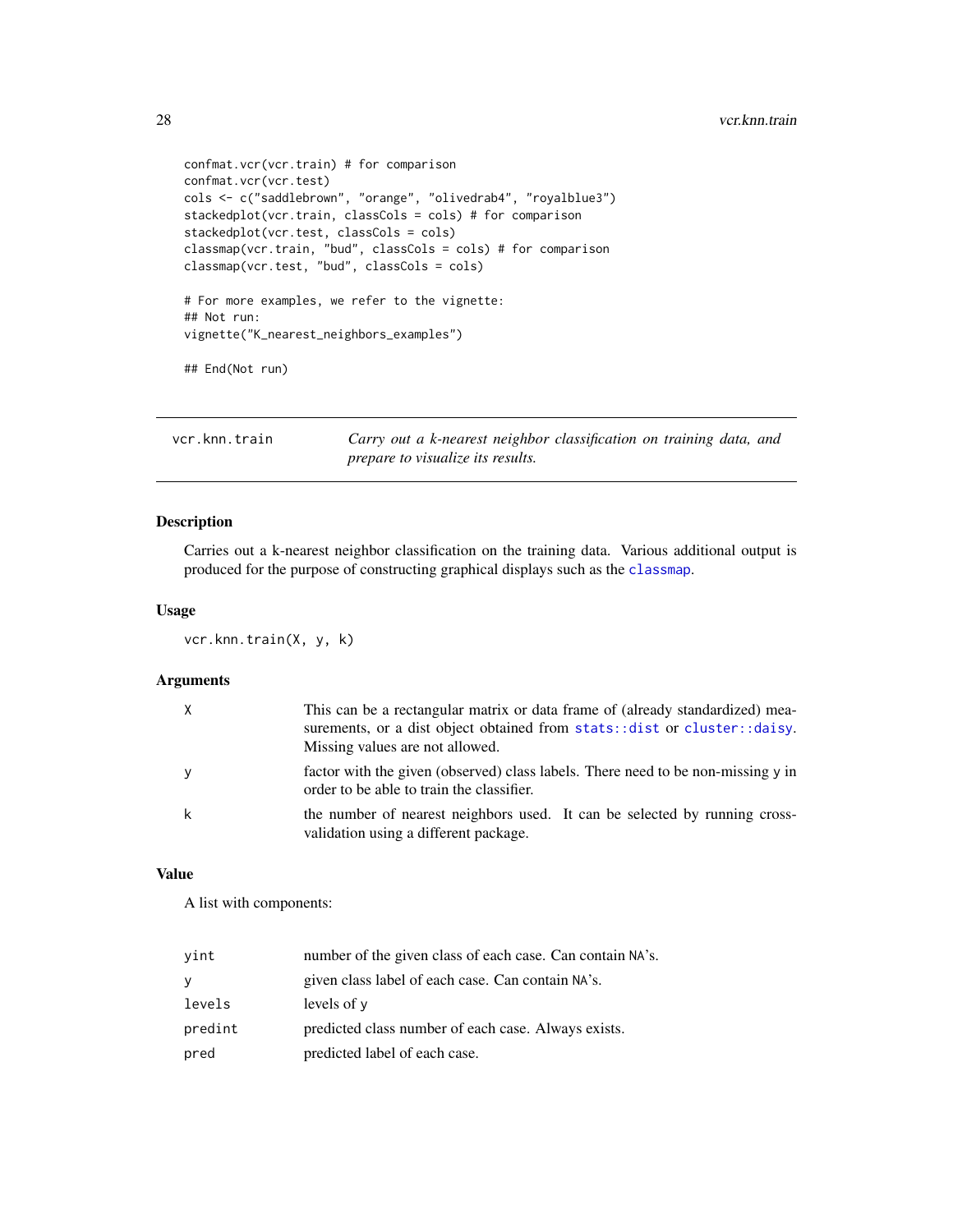```
confmat.vcr(vcr.train) # for comparison
confmat.vcr(vcr.test)
cols <- c("saddlebrown", "orange", "olivedrab4", "royalblue3")
stackedplot(vcr.train, classCols = cols) # for comparison
stackedplot(vcr.test, classCols = cols)
classmap(vcr.train, "bud", classCols = cols) # for comparison
classmap(vcr.test, "bud", classCols = cols)

# For more examples, we refer to the vignette:
## Not run:
vignette("K_nearest_neighbors_examples")

## End(Not run)
```

---

## vcr.knn.train — *Carry out a k-nearest neighbor classification on training data, and prepare to visualize its results.*

---

### Description

Carries out a k-nearest neighbor classification on the training data. Various additional output is produced for the purpose of constructing graphical displays such as the classmap.

### Usage

```
vcr.knn.train(X, y, k)
```

### Arguments

| | |
|---|---|
| X | This can be a rectangular matrix or data frame of (already standardized) measurements, or a dist object obtained from stats::dist or cluster::daisy. Missing values are not allowed. |
| y | factor with the given (observed) class labels. There need to be non-missing y in order to be able to train the classifier. |
| k | the number of nearest neighbors used. It can be selected by running cross-validation using a different package. |

### Value

A list with components:

| | |
|---|---|
| yint | number of the given class of each case. Can contain NA's. |
| y | given class label of each case. Can contain NA's. |
| levels | levels of y |
| predint | predicted class number of each case. Always exists. |
| pred | predicted label of each case. |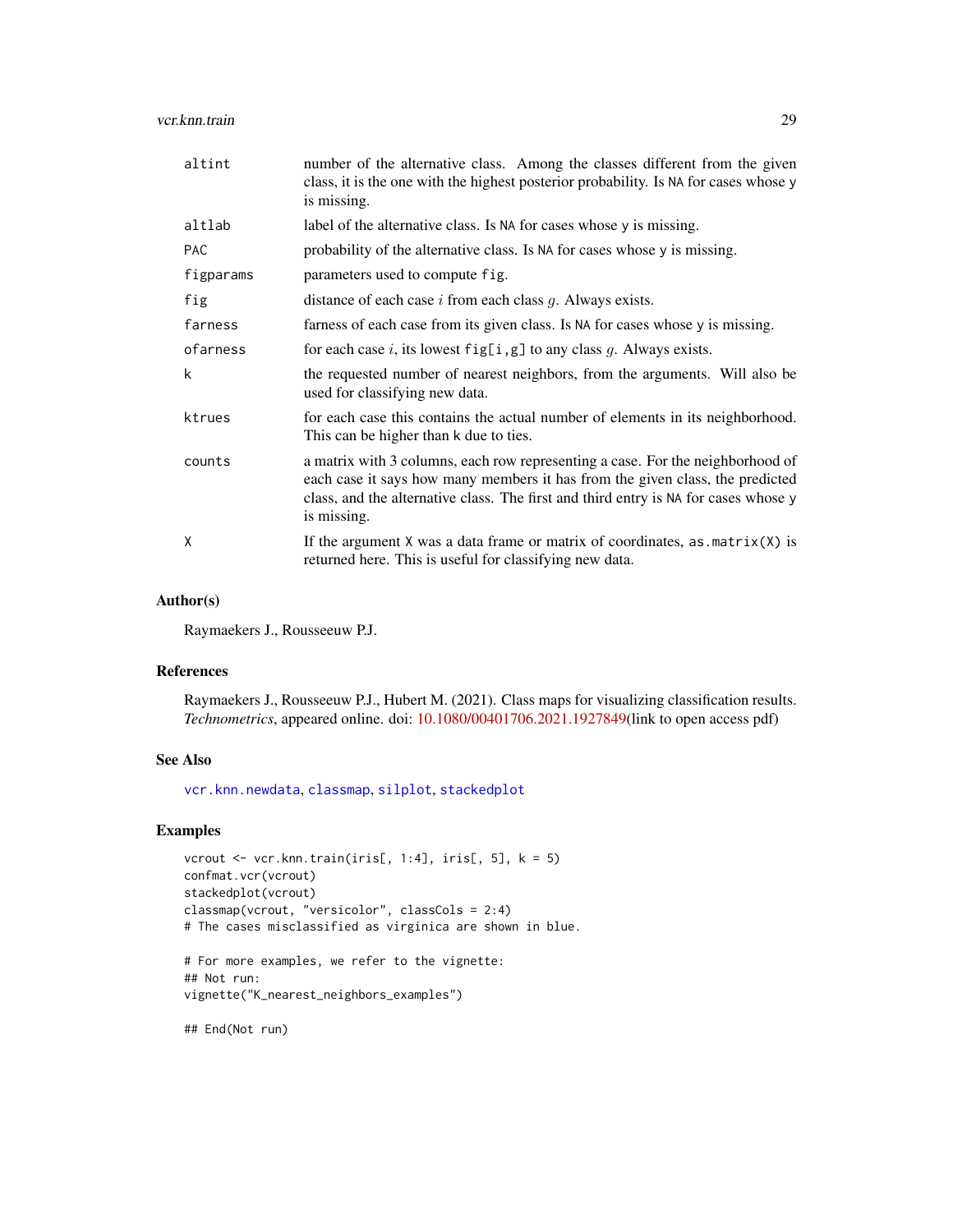| | |
|---|---|
| altint | number of the alternative class. Among the classes different from the given class, it is the one with the highest posterior probability. Is NA for cases whose y is missing. |
| altlab | label of the alternative class. Is NA for cases whose y is missing. |
| PAC | probability of the alternative class. Is NA for cases whose y is missing. |
| figparams | parameters used to compute fig. |
| fig | distance of each case $i$ from each class $g$. Always exists. |
| farness | farness of each case from its given class. Is NA for cases whose y is missing. |
| ofarness | for each case $i$, its lowest fig[i,g] to any class $g$. Always exists. |
| k | the requested number of nearest neighbors, from the arguments. Will also be used for classifying new data. |
| ktrues | for each case this contains the actual number of elements in its neighborhood. This can be higher than k due to ties. |
| counts | a matrix with 3 columns, each row representing a case. For the neighborhood of each case it says how many members it has from the given class, the predicted class, and the alternative class. The first and third entry is NA for cases whose y is missing. |
| X | If the argument X was a data frame or matrix of coordinates, as.matrix(X) is returned here. This is useful for classifying new data. |

## Author(s)

Raymaekers J., Rousseeuw P.J.

## References

Raymaekers J., Rousseeuw P.J., Hubert M. (2021). Class maps for visualizing classification results. *Technometrics*, appeared online. doi: 10.1080/00401706.2021.1927849(link to open access pdf)

## See Also

vcr.knn.newdata, classmap, silplot, stackedplot

## Examples

```
vcrout <- vcr.knn.train(iris[, 1:4], iris[, 5], k = 5)
confmat.vcr(vcrout)
stackedplot(vcrout)
classmap(vcrout, "versicolor", classCols = 2:4)
# The cases misclassified as virginica are shown in blue.

# For more examples, we refer to the vignette:
## Not run:
vignette("K_nearest_neighbors_examples")

## End(Not run)
```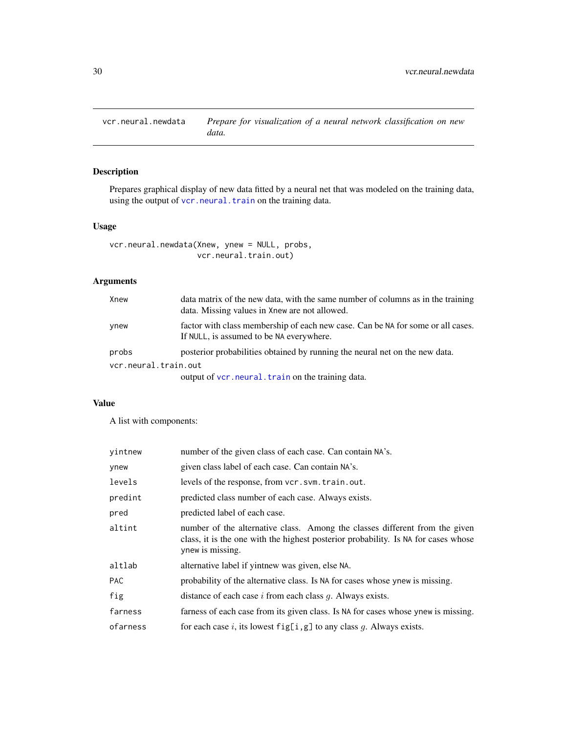# vcr.neural.newdata

*Prepare for visualization of a neural network classification on new data.*

## Description

Prepares graphical display of new data fitted by a neural net that was modeled on the training data, using the output of `vcr.neural.train` on the training data.

## Usage

```
vcr.neural.newdata(Xnew, ynew = NULL, probs,
                   vcr.neural.train.out)
```

## Arguments

| | |
|---|---|
| `Xnew` | data matrix of the new data, with the same number of columns as in the training data. Missing values in `Xnew` are not allowed. |
| `ynew` | factor with class membership of each new case. Can be `NA` for some or all cases. If `NULL`, is assumed to be `NA` everywhere. |
| `probs` | posterior probabilities obtained by running the neural net on the new data. |
| `vcr.neural.train.out` | output of `vcr.neural.train` on the training data. |

## Value

A list with components:

| | |
|---|---|
| `yintnew` | number of the given class of each case. Can contain `NA`'s. |
| `ynew` | given class label of each case. Can contain `NA`'s. |
| `levels` | levels of the response, from `vcr.svm.train.out`. |
| `predint` | predicted class number of each case. Always exists. |
| `pred` | predicted label of each case. |
| `altint` | number of the alternative class. Among the classes different from the given class, it is the one with the highest posterior probability. Is `NA` for cases whose `ynew` is missing. |
| `altlab` | alternative label if yintnew was given, else `NA`. |
| `PAC` | probability of the alternative class. Is `NA` for cases whose `ynew` is missing. |
| `fig` | distance of each case $i$ from each class $g$. Always exists. |
| `farness` | farness of each case from its given class. Is `NA` for cases whose `ynew` is missing. |
| `ofarness` | for each case $i$, its lowest `fig[i,g]` to any class $g$. Always exists. |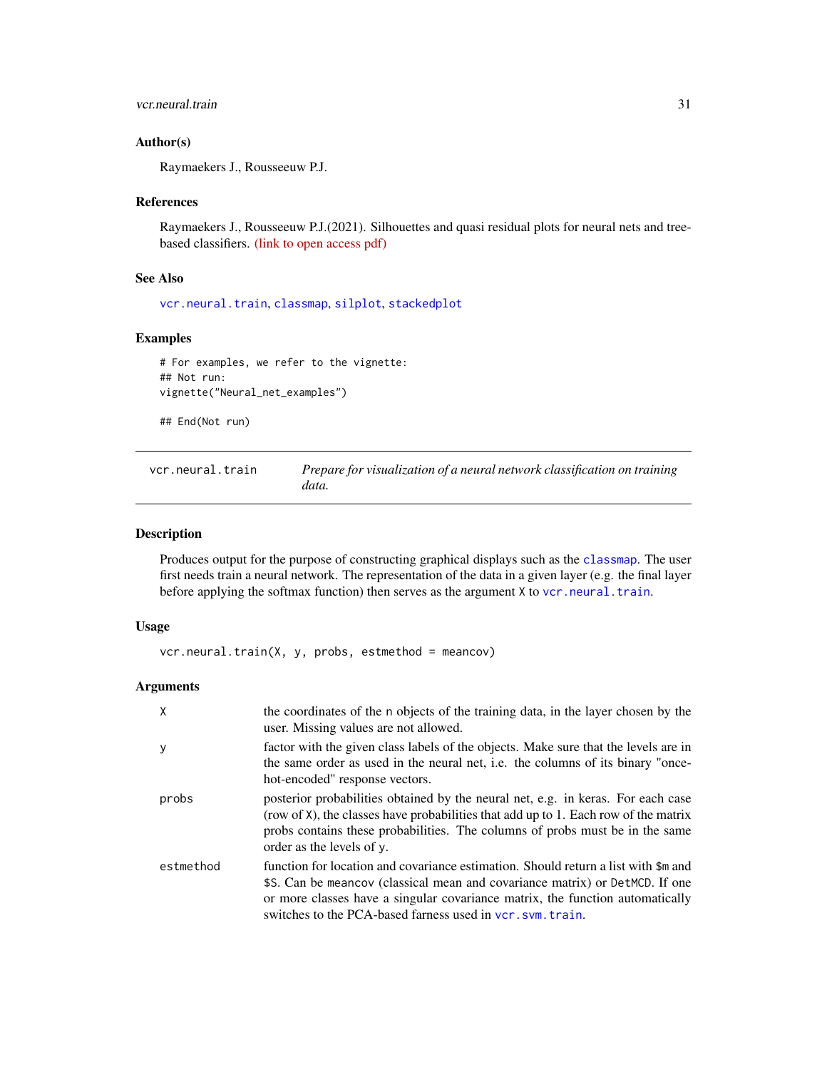### Author(s)

Raymaekers J., Rousseeuw P.J.

### References

Raymaekers J., Rousseeuw P.J.(2021). Silhouettes and quasi residual plots for neural nets and tree-based classifiers. (link to open access pdf)

### See Also

vcr.neural.train, classmap, silplot, stackedplot

### Examples

```
# For examples, we refer to the vignette:
## Not run:
vignette("Neural_net_examples")

## End(Not run)
```

---

## vcr.neural.train — *Prepare for visualization of a neural network classification on training data.*

### Description

Produces output for the purpose of constructing graphical displays such as the classmap. The user first needs train a neural network. The representation of the data in a given layer (e.g. the final layer before applying the softmax function) then serves as the argument X to vcr.neural.train.

### Usage

```
vcr.neural.train(X, y, probs, estmethod = meancov)
```

### Arguments

| | |
|---|---|
| X | the coordinates of the n objects of the training data, in the layer chosen by the user. Missing values are not allowed. |
| y | factor with the given class labels of the objects. Make sure that the levels are in the same order as used in the neural net, i.e. the columns of its binary "once-hot-encoded" response vectors. |
| probs | posterior probabilities obtained by the neural net, e.g. in keras. For each case (row of X), the classes have probabilities that add up to 1. Each row of the matrix probs contains these probabilities. The columns of probs must be in the same order as the levels of y. |
| estmethod | function for location and covariance estimation. Should return a list with $m and $S. Can be meancov (classical mean and covariance matrix) or DetMCD. If one or more classes have a singular covariance matrix, the function automatically switches to the PCA-based farness used in vcr.svm.train. |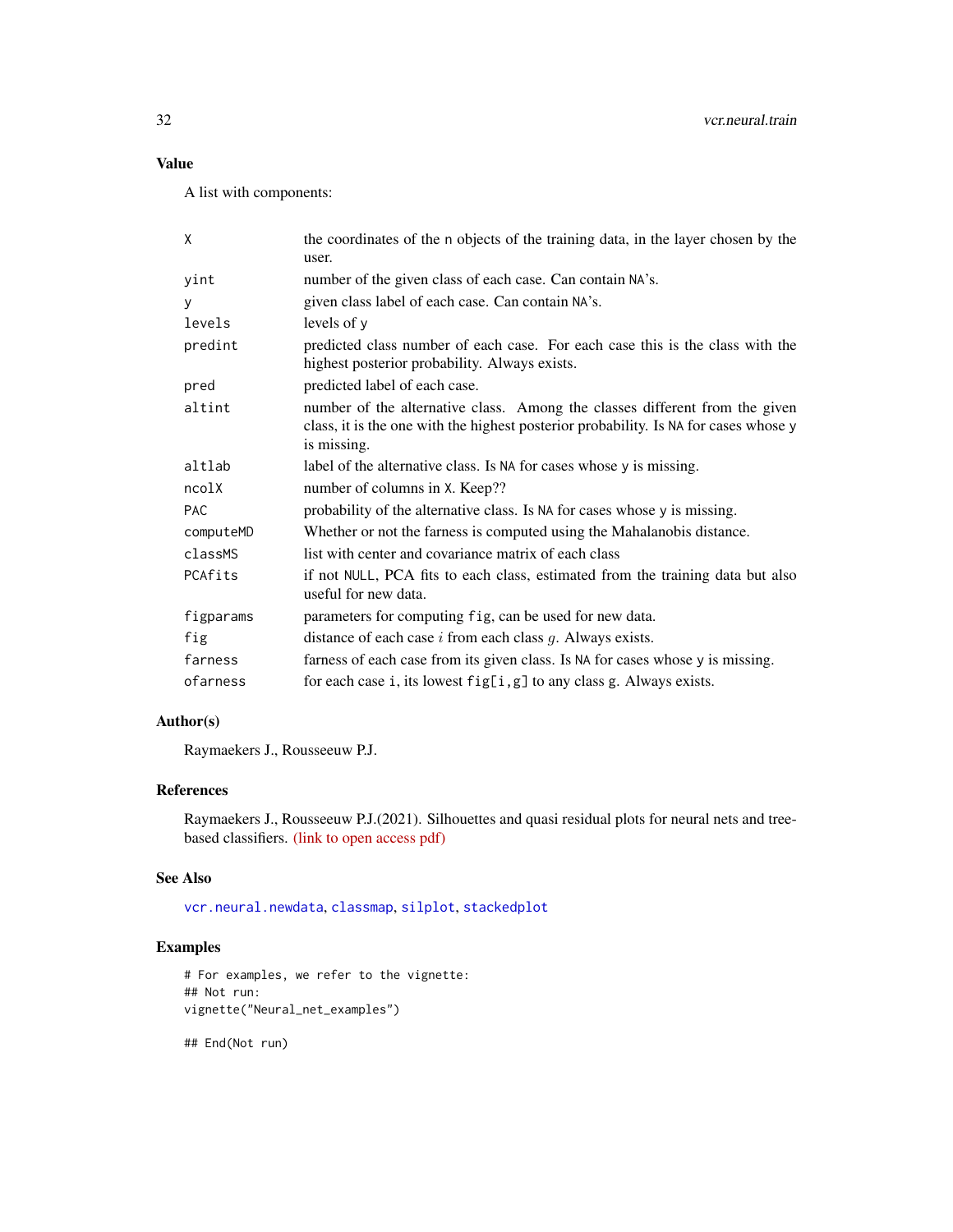## Value

A list with components:

| | |
|---|---|
| X | the coordinates of the n objects of the training data, in the layer chosen by the user. |
| yint | number of the given class of each case. Can contain NA's. |
| y | given class label of each case. Can contain NA's. |
| levels | levels of y |
| predint | predicted class number of each case. For each case this is the class with the highest posterior probability. Always exists. |
| pred | predicted label of each case. |
| altint | number of the alternative class. Among the classes different from the given class, it is the one with the highest posterior probability. Is NA for cases whose y is missing. |
| altlab | label of the alternative class. Is NA for cases whose y is missing. |
| ncolX | number of columns in X. Keep?? |
| PAC | probability of the alternative class. Is NA for cases whose y is missing. |
| computeMD | Whether or not the farness is computed using the Mahalanobis distance. |
| classMS | list with center and covariance matrix of each class |
| PCAfits | if not NULL, PCA fits to each class, estimated from the training data but also useful for new data. |
| figparams | parameters for computing fig, can be used for new data. |
| fig | distance of each case $i$ from each class $g$. Always exists. |
| farness | farness of each case from its given class. Is NA for cases whose y is missing. |
| ofarness | for each case i, its lowest fig[i,g] to any class g. Always exists. |

## Author(s)

Raymaekers J., Rousseeuw P.J.

## References

Raymaekers J., Rousseeuw P.J.(2021). Silhouettes and quasi residual plots for neural nets and tree-based classifiers. (link to open access pdf)

## See Also

vcr.neural.newdata, classmap, silplot, stackedplot

## Examples

```
# For examples, we refer to the vignette:
## Not run:
vignette("Neural_net_examples")

## End(Not run)
```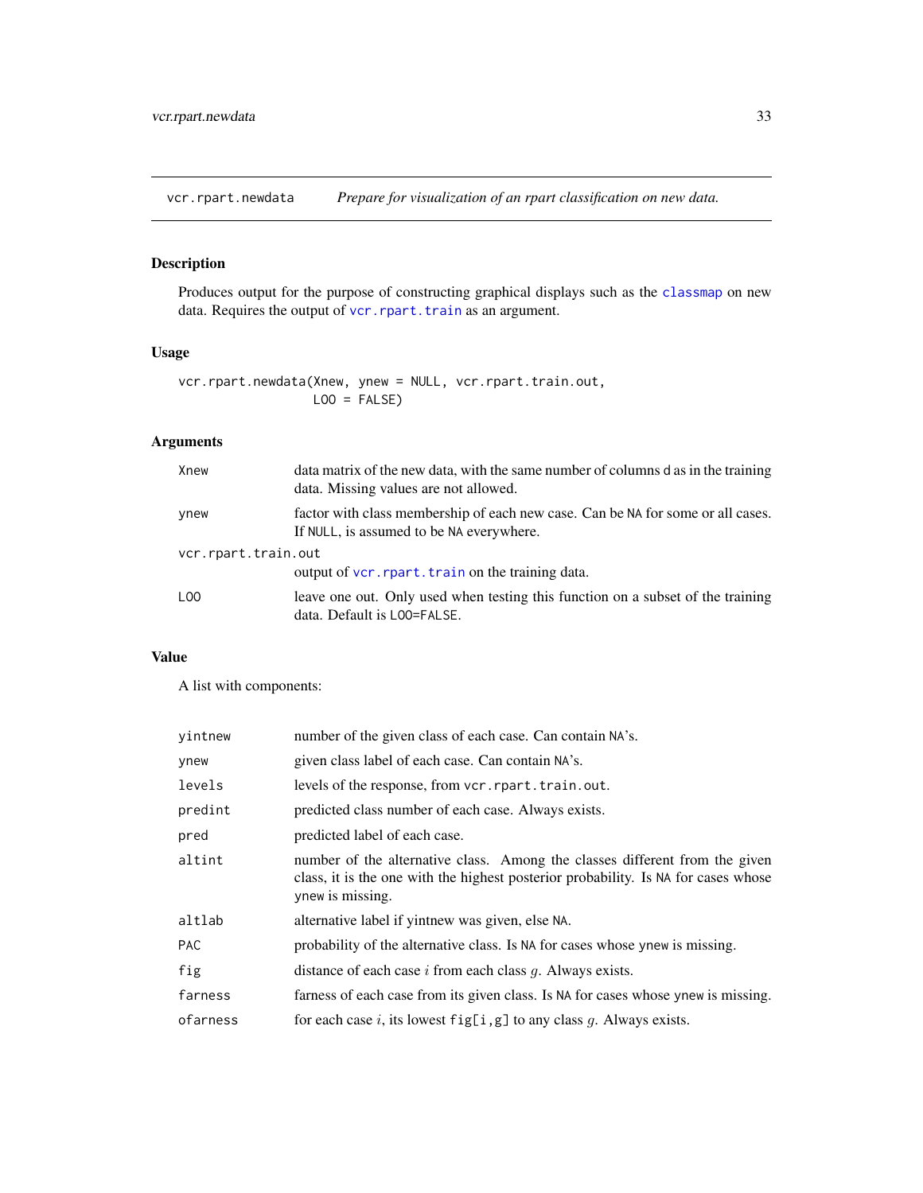## vcr.rpart.newdata — *Prepare for visualization of an rpart classification on new data.*

### Description

Produces output for the purpose of constructing graphical displays such as the `classmap` on new data. Requires the output of `vcr.rpart.train` as an argument.

### Usage

```
vcr.rpart.newdata(Xnew, ynew = NULL, vcr.rpart.train.out,
                  LOO = FALSE)
```

### Arguments

| | |
|---|---|
| `Xnew` | data matrix of the new data, with the same number of columns `d` as in the training data. Missing values are not allowed. |
| `ynew` | factor with class membership of each new case. Can be `NA` for some or all cases. If `NULL`, is assumed to be `NA` everywhere. |
| `vcr.rpart.train.out` | output of `vcr.rpart.train` on the training data. |
| `LOO` | leave one out. Only used when testing this function on a subset of the training data. Default is `LOO=FALSE`. |

### Value

A list with components:

| | |
|---|---|
| `yintnew` | number of the given class of each case. Can contain `NA`'s. |
| `ynew` | given class label of each case. Can contain `NA`'s. |
| `levels` | levels of the response, from `vcr.rpart.train.out`. |
| `predint` | predicted class number of each case. Always exists. |
| `pred` | predicted label of each case. |
| `altint` | number of the alternative class. Among the classes different from the given class, it is the one with the highest posterior probability. Is `NA` for cases whose `ynew` is missing. |
| `altlab` | alternative label if yintnew was given, else `NA`. |
| `PAC` | probability of the alternative class. Is `NA` for cases whose `ynew` is missing. |
| `fig` | distance of each case $i$ from each class $g$. Always exists. |
| `farness` | farness of each case from its given class. Is `NA` for cases whose `ynew` is missing. |
| `ofarness` | for each case $i$, its lowest `fig[i,g]` to any class $g$. Always exists. |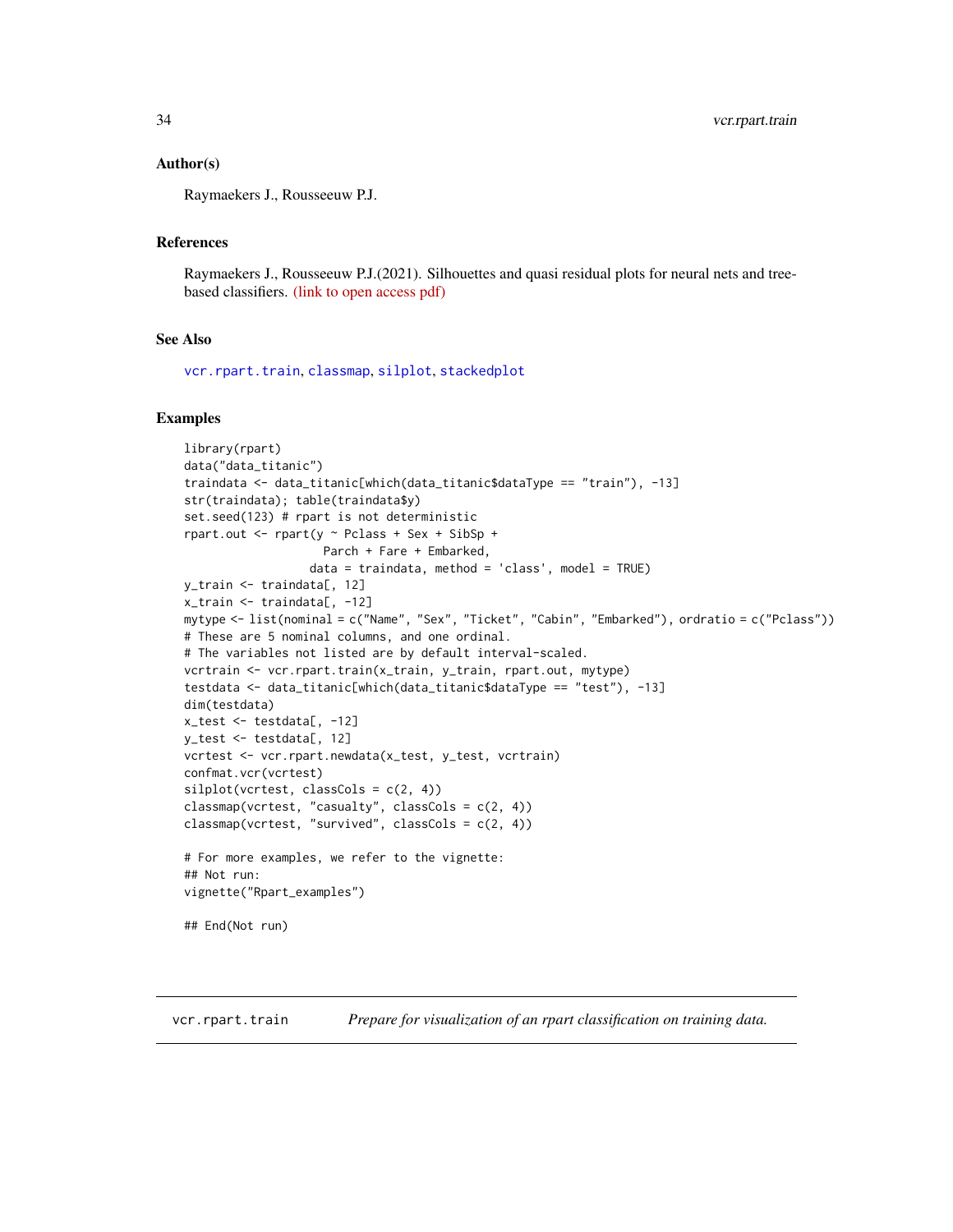### Author(s)

Raymaekers J., Rousseeuw P.J.

### References

Raymaekers J., Rousseeuw P.J.(2021). Silhouettes and quasi residual plots for neural nets and tree-based classifiers. (link to open access pdf)

### See Also

vcr.rpart.train, classmap, silplot, stackedplot

### Examples

```
library(rpart)
data("data_titanic")
traindata <- data_titanic[which(data_titanic$dataType == "train"), -13]
str(traindata); table(traindata$y)
set.seed(123) # rpart is not deterministic
rpart.out <- rpart(y ~ Pclass + Sex + SibSp +
                    Parch + Fare + Embarked,
                  data = traindata, method = 'class', model = TRUE)
y_train <- traindata[, 12]
x_train <- traindata[, -12]
mytype <- list(nominal = c("Name", "Sex", "Ticket", "Cabin", "Embarked"), ordratio = c("Pclass"))
# These are 5 nominal columns, and one ordinal.
# The variables not listed are by default interval-scaled.
vcrtrain <- vcr.rpart.train(x_train, y_train, rpart.out, mytype)
testdata <- data_titanic[which(data_titanic$dataType == "test"), -13]
dim(testdata)
x_test <- testdata[, -12]
y_test <- testdata[, 12]
vcrtest <- vcr.rpart.newdata(x_test, y_test, vcrtrain)
confmat.vcr(vcrtest)
silplot(vcrtest, classCols = c(2, 4))
classmap(vcrtest, "casualty", classCols = c(2, 4))
classmap(vcrtest, "survived", classCols = c(2, 4))

# For more examples, we refer to the vignette:
## Not run:
vignette("Rpart_examples")

## End(Not run)
```

---

## vcr.rpart.train *Prepare for visualization of an rpart classification on training data.*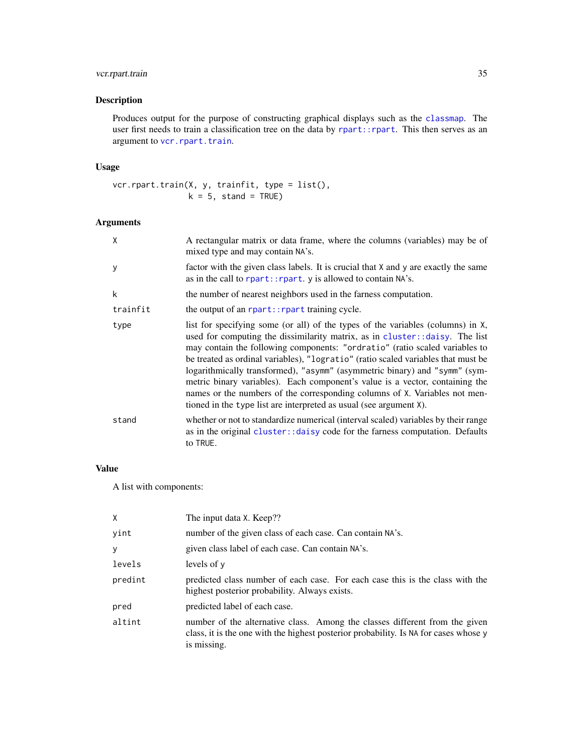## Description

Produces output for the purpose of constructing graphical displays such as the `classmap`. The user first needs to train a classification tree on the data by `rpart::rpart`. This then serves as an argument to `vcr.rpart.train`.

## Usage

```
vcr.rpart.train(X, y, trainfit, type = list(),
                k = 5, stand = TRUE)
```

## Arguments

| | |
|---|---|
| `X` | A rectangular matrix or data frame, where the columns (variables) may be of mixed type and may contain `NA`'s. |
| `y` | factor with the given class labels. It is crucial that `X` and `y` are exactly the same as in the call to `rpart::rpart`. `y` is allowed to contain `NA`'s. |
| `k` | the number of nearest neighbors used in the farness computation. |
| `trainfit` | the output of an `rpart::rpart` training cycle. |
| `type` | list for specifying some (or all) of the types of the variables (columns) in `X`, used for computing the dissimilarity matrix, as in `cluster::daisy`. The list may contain the following components: `"ordratio"` (ratio scaled variables to be treated as ordinal variables), `"logratio"` (ratio scaled variables that must be logarithmically transformed), `"asymm"` (asymmetric binary) and `"symm"` (symmetric binary variables). Each component's value is a vector, containing the names or the numbers of the corresponding columns of `X`. Variables not mentioned in the `type` list are interpreted as usual (see argument `X`). |
| `stand` | whether or not to standardize numerical (interval scaled) variables by their range as in the original `cluster::daisy` code for the farness computation. Defaults to `TRUE`. |

## Value

A list with components:

| | |
|---|---|
| `X` | The input data `X`. Keep?? |
| `yint` | number of the given class of each case. Can contain `NA`'s. |
| `y` | given class label of each case. Can contain `NA`'s. |
| `levels` | levels of `y` |
| `predint` | predicted class number of each case. For each case this is the class with the highest posterior probability. Always exists. |
| `pred` | predicted label of each case. |
| `altint` | number of the alternative class. Among the classes different from the given class, it is the one with the highest posterior probability. Is `NA` for cases whose `y` is missing. |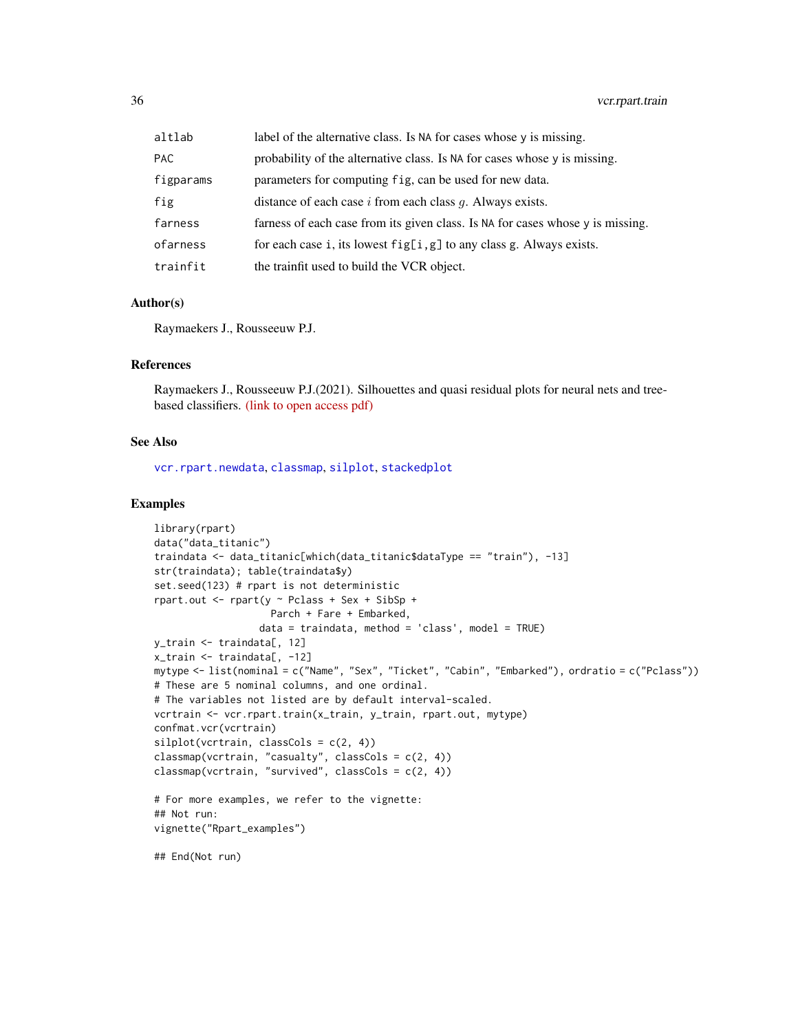| | |
|---|---|
| altlab | label of the alternative class. Is NA for cases whose y is missing. |
| PAC | probability of the alternative class. Is NA for cases whose y is missing. |
| figparams | parameters for computing fig, can be used for new data. |
| fig | distance of each case $i$ from each class $g$. Always exists. |
| farness | farness of each case from its given class. Is NA for cases whose y is missing. |
| ofarness | for each case i, its lowest fig[i,g] to any class g. Always exists. |
| trainfit | the trainfit used to build the VCR object. |

## Author(s)

Raymaekers J., Rousseeuw P.J.

## References

Raymaekers J., Rousseeuw P.J.(2021). Silhouettes and quasi residual plots for neural nets and tree-based classifiers. (link to open access pdf)

## See Also

vcr.rpart.newdata, classmap, silplot, stackedplot

## Examples

```
library(rpart)
data("data_titanic")
traindata <- data_titanic[which(data_titanic$dataType == "train"), -13]
str(traindata); table(traindata$y)
set.seed(123) # rpart is not deterministic
rpart.out <- rpart(y ~ Pclass + Sex + SibSp +
                     Parch + Fare + Embarked,
                   data = traindata, method = 'class', model = TRUE)
y_train <- traindata[, 12]
x_train <- traindata[, -12]
mytype <- list(nominal = c("Name", "Sex", "Ticket", "Cabin", "Embarked"), ordratio = c("Pclass"))
# These are 5 nominal columns, and one ordinal.
# The variables not listed are by default interval-scaled.
vcrtrain <- vcr.rpart.train(x_train, y_train, rpart.out, mytype)
confmat.vcr(vcrtrain)
silplot(vcrtrain, classCols = c(2, 4))
classmap(vcrtrain, "casualty", classCols = c(2, 4))
classmap(vcrtrain, "survived", classCols = c(2, 4))

# For more examples, we refer to the vignette:
## Not run:
vignette("Rpart_examples")

## End(Not run)
```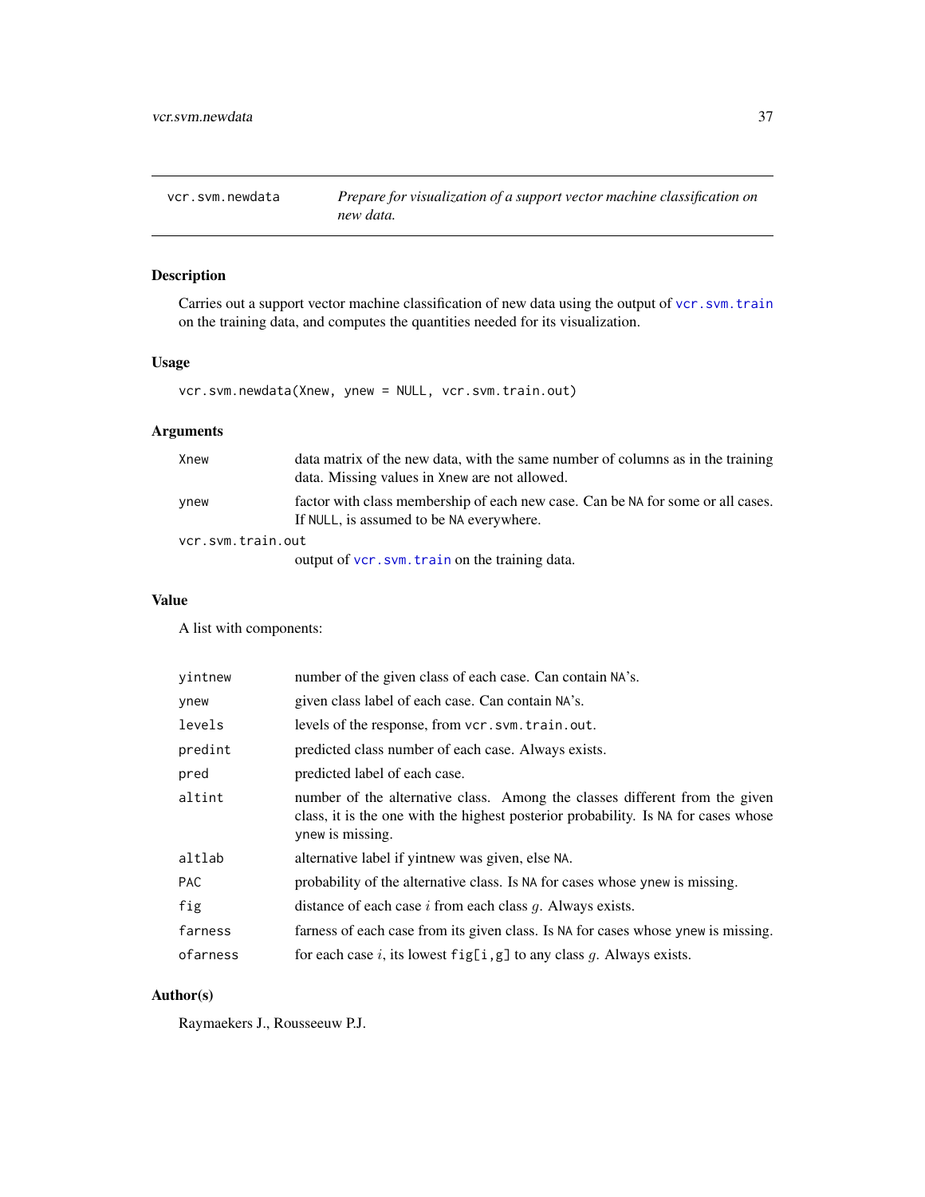# vcr.svm.newdata

*Prepare for visualization of a support vector machine classification on new data.*

## Description

Carries out a support vector machine classification of new data using the output of `vcr.svm.train` on the training data, and computes the quantities needed for its visualization.

## Usage

```
vcr.svm.newdata(Xnew, ynew = NULL, vcr.svm.train.out)
```

## Arguments

| | |
|---|---|
| `Xnew` | data matrix of the new data, with the same number of columns as in the training data. Missing values in `Xnew` are not allowed. |
| `ynew` | factor with class membership of each new case. Can be `NA` for some or all cases. If `NULL`, is assumed to be `NA` everywhere. |
| `vcr.svm.train.out` | output of `vcr.svm.train` on the training data. |

## Value

A list with components:

| | |
|---|---|
| `yintnew` | number of the given class of each case. Can contain `NA`'s. |
| `ynew` | given class label of each case. Can contain `NA`'s. |
| `levels` | levels of the response, from `vcr.svm.train.out`. |
| `predint` | predicted class number of each case. Always exists. |
| `pred` | predicted label of each case. |
| `altint` | number of the alternative class. Among the classes different from the given class, it is the one with the highest posterior probability. Is `NA` for cases whose `ynew` is missing. |
| `altlab` | alternative label if yintnew was given, else `NA`. |
| `PAC` | probability of the alternative class. Is `NA` for cases whose `ynew` is missing. |
| `fig` | distance of each case $i$ from each class $g$. Always exists. |
| `farness` | farness of each case from its given class. Is `NA` for cases whose `ynew` is missing. |
| `ofarness` | for each case $i$, its lowest `fig[i,g]` to any class $g$. Always exists. |

## Author(s)

Raymaekers J., Rousseeuw P.J.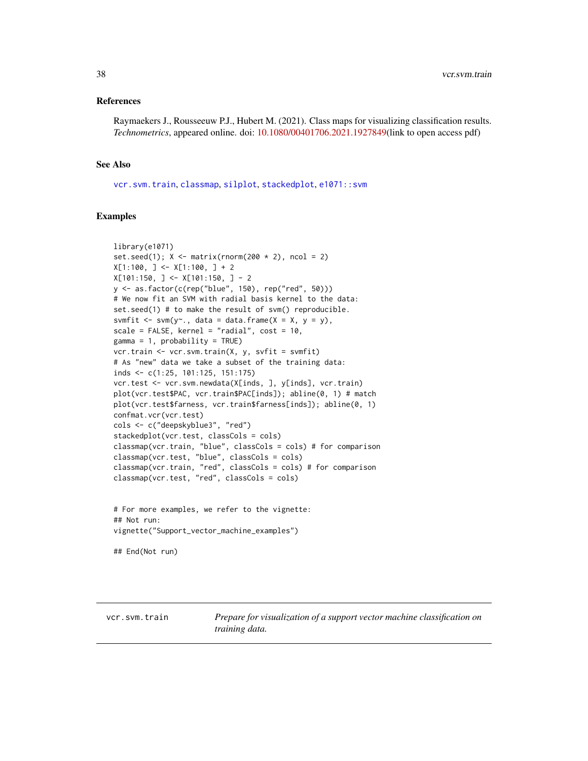### References

Raymaekers J., Rousseeuw P.J., Hubert M. (2021). Class maps for visualizing classification results. *Technometrics*, appeared online. doi: 10.1080/00401706.2021.1927849(link to open access pdf)

### See Also

`vcr.svm.train`, `classmap`, `silplot`, `stackedplot`, `e1071::svm`

### Examples

```
library(e1071)
set.seed(1); X <- matrix(rnorm(200 * 2), ncol = 2)
X[1:100, ] <- X[1:100, ] + 2
X[101:150, ] <- X[101:150, ] - 2
y <- as.factor(c(rep("blue", 150), rep("red", 50)))
# We now fit an SVM with radial basis kernel to the data:
set.seed(1) # to make the result of svm() reproducible.
svmfit <- svm(y~., data = data.frame(X = X, y = y),
scale = FALSE, kernel = "radial", cost = 10,
gamma = 1, probability = TRUE)
vcr.train <- vcr.svm.train(X, y, svfit = svmfit)
# As "new" data we take a subset of the training data:
inds <- c(1:25, 101:125, 151:175)
vcr.test <- vcr.svm.newdata(X[inds, ], y[inds], vcr.train)
plot(vcr.test$PAC, vcr.train$PAC[inds]); abline(0, 1) # match
plot(vcr.test$farness, vcr.train$farness[inds]); abline(0, 1)
confmat.vcr(vcr.test)
cols <- c("deepskyblue3", "red")
stackedplot(vcr.test, classCols = cols)
classmap(vcr.train, "blue", classCols = cols) # for comparison
classmap(vcr.test, "blue", classCols = cols)
classmap(vcr.train, "red", classCols = cols) # for comparison
classmap(vcr.test, "red", classCols = cols)


# For more examples, we refer to the vignette:
## Not run:
vignette("Support_vector_machine_examples")

## End(Not run)
```

---

`vcr.svm.train` *Prepare for visualization of a support vector machine classification on training data.*

---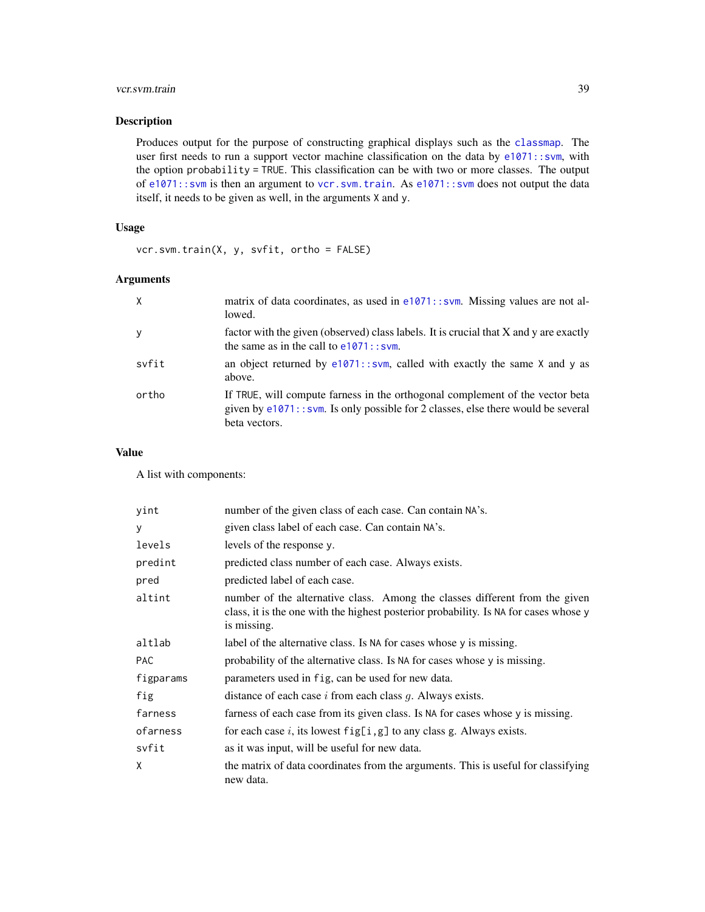## Description

Produces output for the purpose of constructing graphical displays such as the classmap. The user first needs to run a support vector machine classification on the data by e1071::svm, with the option probability = TRUE. This classification can be with two or more classes. The output of e1071::svm is then an argument to vcr.svm.train. As e1071::svm does not output the data itself, it needs to be given as well, in the arguments X and y.

## Usage

```
vcr.svm.train(X, y, svfit, ortho = FALSE)
```

## Arguments

| | |
|---|---|
| X | matrix of data coordinates, as used in e1071::svm. Missing values are not allowed. |
| y | factor with the given (observed) class labels. It is crucial that X and y are exactly the same as in the call to e1071::svm. |
| svfit | an object returned by e1071::svm, called with exactly the same X and y as above. |
| ortho | If TRUE, will compute farness in the orthogonal complement of the vector beta given by e1071::svm. Is only possible for 2 classes, else there would be several beta vectors. |

## Value

A list with components:

| | |
|---|---|
| yint | number of the given class of each case. Can contain NA's. |
| y | given class label of each case. Can contain NA's. |
| levels | levels of the response y. |
| predint | predicted class number of each case. Always exists. |
| pred | predicted label of each case. |
| altint | number of the alternative class. Among the classes different from the given class, it is the one with the highest posterior probability. Is NA for cases whose y is missing. |
| altlab | label of the alternative class. Is NA for cases whose y is missing. |
| PAC | probability of the alternative class. Is NA for cases whose y is missing. |
| figparams | parameters used in fig, can be used for new data. |
| fig | distance of each case $i$ from each class $g$. Always exists. |
| farness | farness of each case from its given class. Is NA for cases whose y is missing. |
| ofarness | for each case $i$, its lowest fig[i,g] to any class g. Always exists. |
| svfit | as it was input, will be useful for new data. |
| X | the matrix of data coordinates from the arguments. This is useful for classifying new data. |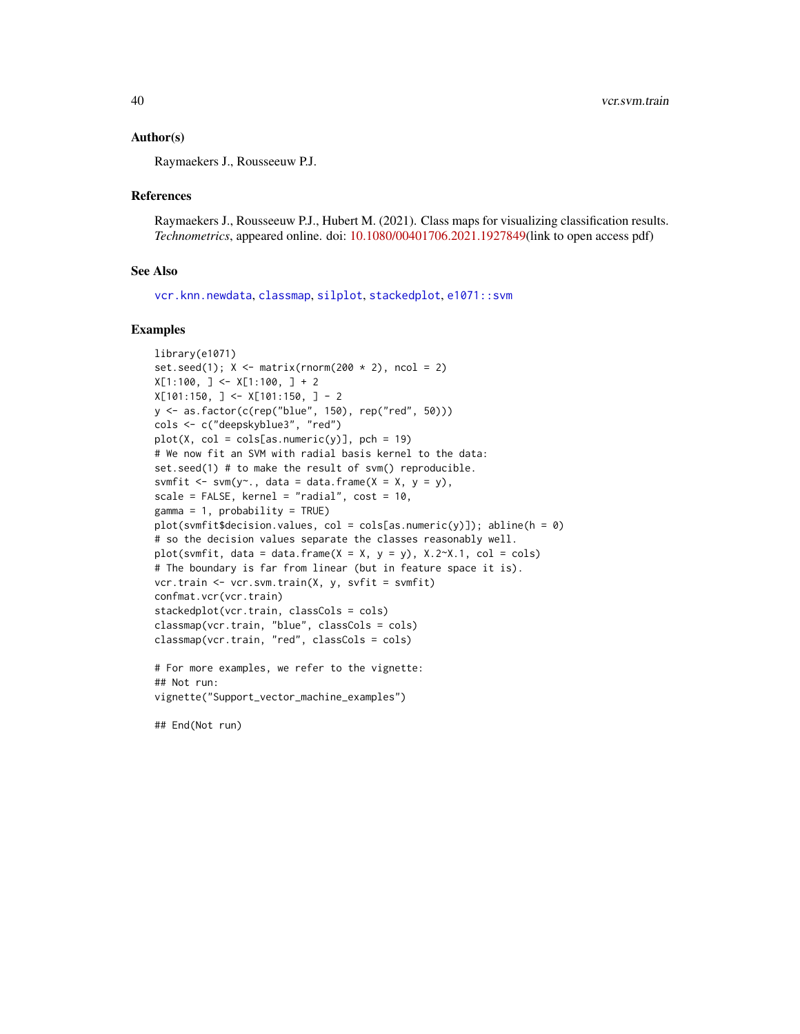## Author(s)

Raymaekers J., Rousseeuw P.J.

## References

Raymaekers J., Rousseeuw P.J., Hubert M. (2021). Class maps for visualizing classification results. *Technometrics*, appeared online. doi: 10.1080/00401706.2021.1927849(link to open access pdf)

## See Also

vcr.knn.newdata, classmap, silplot, stackedplot, e1071::svm

## Examples

```
library(e1071)
set.seed(1); X <- matrix(rnorm(200 * 2), ncol = 2)
X[1:100, ] <- X[1:100, ] + 2
X[101:150, ] <- X[101:150, ] - 2
y <- as.factor(c(rep("blue", 150), rep("red", 50)))
cols <- c("deepskyblue3", "red")
plot(X, col = cols[as.numeric(y)], pch = 19)
# We now fit an SVM with radial basis kernel to the data:
set.seed(1) # to make the result of svm() reproducible.
svmfit <- svm(y~., data = data.frame(X = X, y = y),
scale = FALSE, kernel = "radial", cost = 10,
gamma = 1, probability = TRUE)
plot(svmfit$decision.values, col = cols[as.numeric(y)]); abline(h = 0)
# so the decision values separate the classes reasonably well.
plot(svmfit, data = data.frame(X = X, y = y), X.2~X.1, col = cols)
# The boundary is far from linear (but in feature space it is).
vcr.train <- vcr.svm.train(X, y, svfit = svmfit)
confmat.vcr(vcr.train)
stackedplot(vcr.train, classCols = cols)
classmap(vcr.train, "blue", classCols = cols)
classmap(vcr.train, "red", classCols = cols)

# For more examples, we refer to the vignette:
## Not run:
vignette("Support_vector_machine_examples")

## End(Not run)
```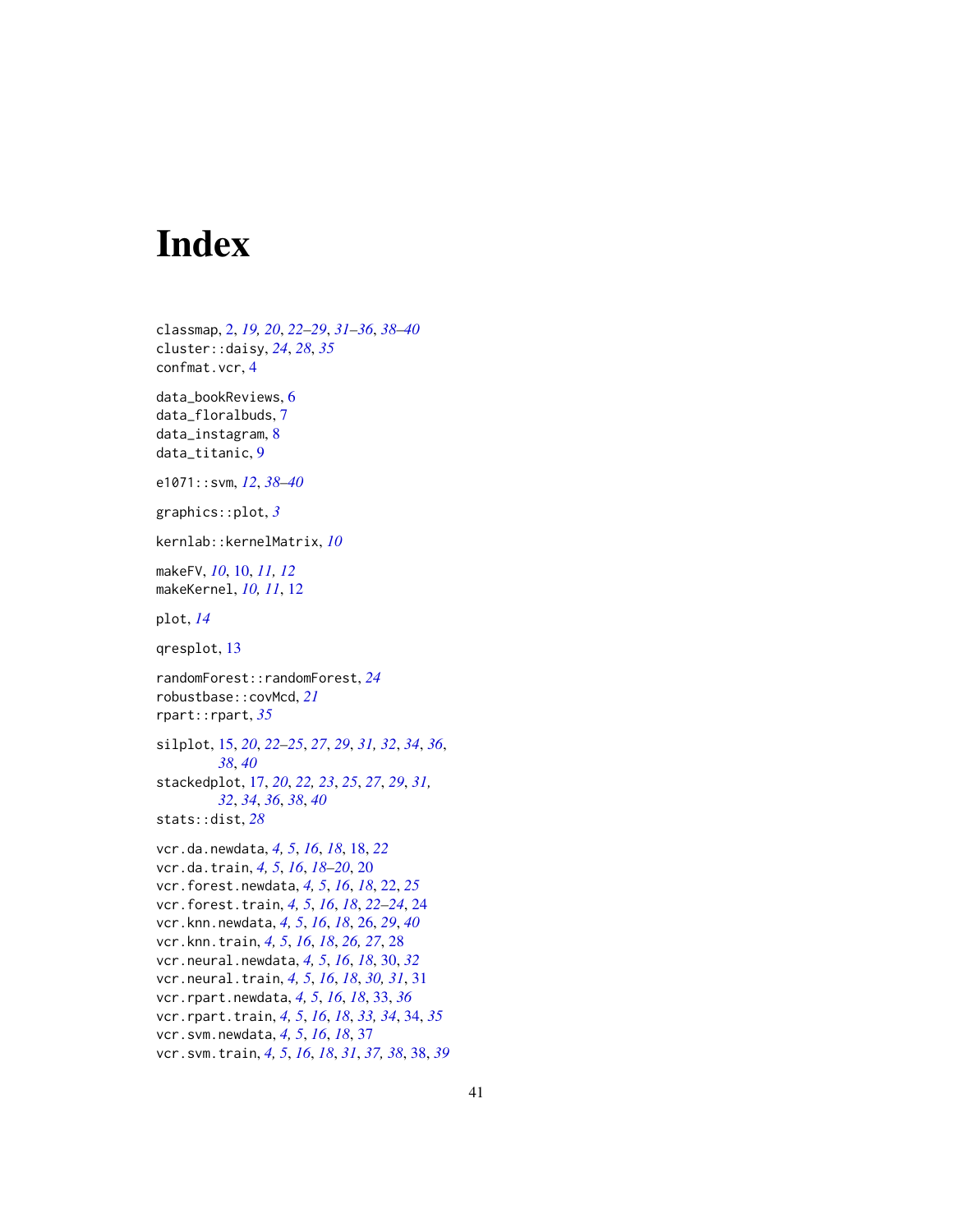# Index

classmap, 2, *19, 20*, *22–29*, *31–36*, *38–40*
cluster::daisy, *24*, *28*, *35*
confmat.vcr, 4

data_bookReviews, 6
data_floralbuds, 7
data_instagram, 8
data_titanic, 9

e1071::svm, *12*, *38–40*

graphics::plot, *3*

kernlab::kernelMatrix, *10*

makeFV, *10*, 10, *11, 12*
makeKernel, *10, 11*, 12

plot, *14*

qresplot, 13

randomForest::randomForest, *24*
robustbase::covMcd, *21*
rpart::rpart, *35*

silplot, 15, *20*, *22–25*, *27*, *29*, *31, 32*, *34*, *36*, *38*, *40*
stackedplot, 17, *20*, *22, 23*, *25*, *27*, *29*, *31, 32*, *34*, *36*, *38*, *40*
stats::dist, *28*

vcr.da.newdata, *4, 5*, *16*, *18*, 18, *22*
vcr.da.train, *4, 5*, *16*, *18–20*, 20
vcr.forest.newdata, *4, 5*, *16*, *18*, 22, *25*
vcr.forest.train, *4, 5*, *16*, *18*, *22–24*, 24
vcr.knn.newdata, *4, 5*, *16*, *18*, 26, *29*, *40*
vcr.knn.train, *4, 5*, *16*, *18*, *26, 27*, 28
vcr.neural.newdata, *4, 5*, *16*, *18*, 30, *32*
vcr.neural.train, *4, 5*, *16*, *18*, *30, 31*, 31
vcr.rpart.newdata, *4, 5*, *16*, *18*, 33, *36*
vcr.rpart.train, *4, 5*, *16*, *18*, *33, 34*, 34, *35*
vcr.svm.newdata, *4, 5*, *16*, *18*, 37
vcr.svm.train, *4, 5*, *16*, *18*, *31*, *37, 38*, 38, *39*